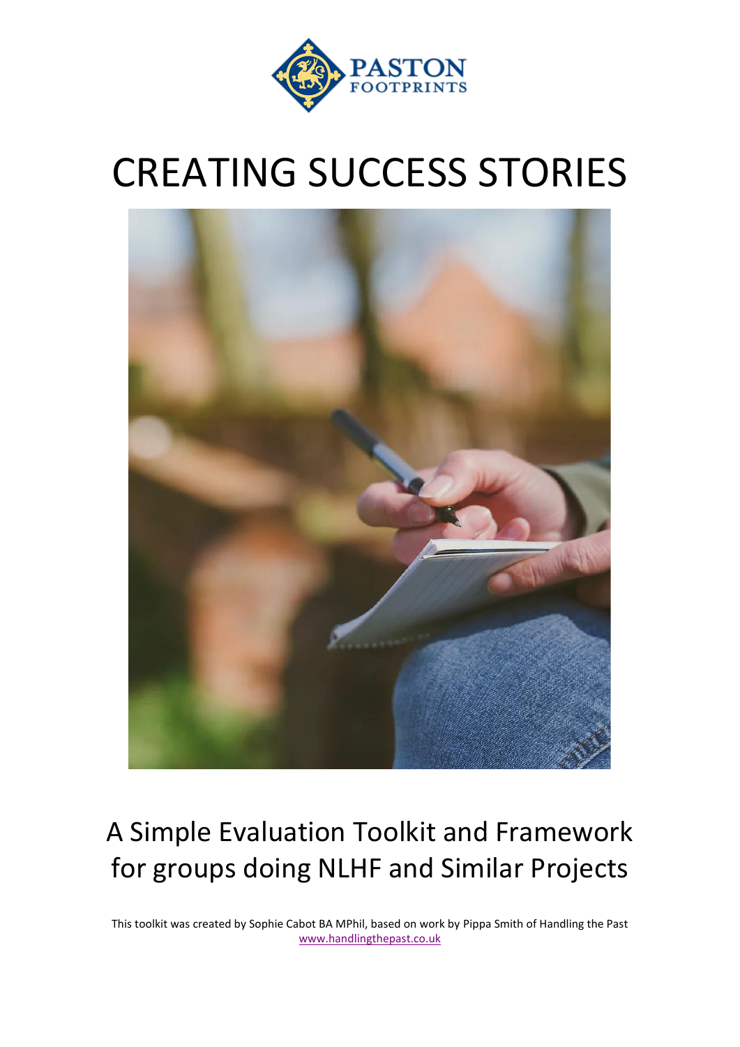PASTON FOOTPRINTS

# CREATING SUCCESS STORIES

## A Simple Evaluation Toolkit and Framework for groups doing NLHF and Similar Projects

This toolkit was created by Sophie Cabot BA MPhil, based on work by Pippa Smith of Handling the Past [www.handlingthepast.co.uk](http://www.handlingthepast.co.uk)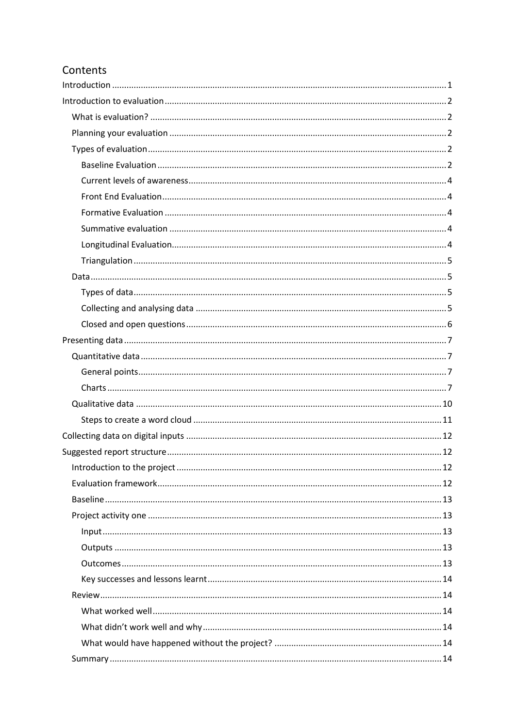# Contents

- Introduction ..... 1
- Introduction to evaluation ..... 2
  - What is evaluation? ..... 2
  - Planning your evaluation ..... 2
  - Types of evaluation ..... 2
    - Baseline Evaluation ..... 2
    - Current levels of awareness ..... 4
    - Front End Evaluation ..... 4
    - Formative Evaluation ..... 4
    - Summative evaluation ..... 4
    - Longitudinal Evaluation ..... 4
    - Triangulation ..... 5
  - Data ..... 5
    - Types of data ..... 5
    - Collecting and analysing data ..... 5
    - Closed and open questions ..... 6
- Presenting data ..... 7
  - Quantitative data ..... 7
    - General points ..... 7
    - Charts ..... 7
  - Qualitative data ..... 10
    - Steps to create a word cloud ..... 11
- Collecting data on digital inputs ..... 12
- Suggested report structure ..... 12
  - Introduction to the project ..... 12
  - Evaluation framework ..... 12
  - Baseline ..... 13
  - Project activity one ..... 13
    - Input ..... 13
    - Outputs ..... 13
    - Outcomes ..... 13
    - Key successes and lessons learnt ..... 14
  - Review ..... 14
    - What worked well ..... 14
    - What didn't work well and why ..... 14
    - What would have happened without the project? ..... 14
  - Summary ..... 14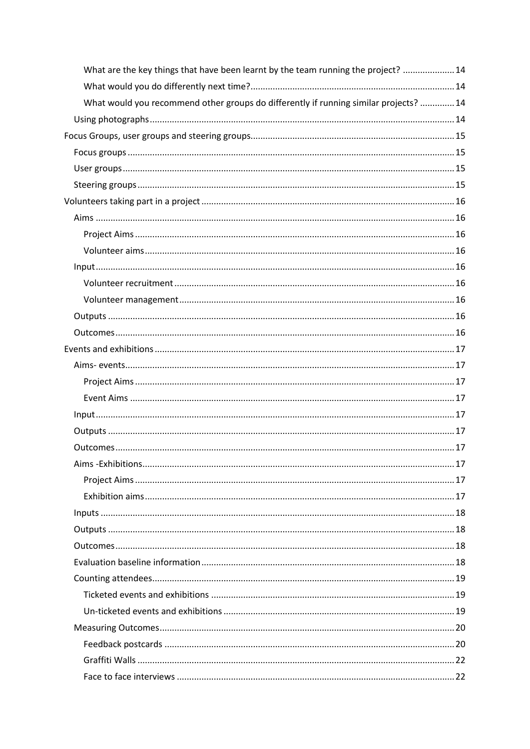- What are the key things that have been learnt by the team running the project? ..................... 14
- What would you do differently next time? ..................... 14
- What would you recommend other groups do differently if running similar projects? ..................... 14
- Using photographs ..................... 14

Focus Groups, user groups and steering groups ..................... 15
- Focus groups ..................... 15
- User groups ..................... 15
- Steering groups ..................... 15

Volunteers taking part in a project ..................... 16
- Aims ..................... 16
  - Project Aims ..................... 16
  - Volunteer aims ..................... 16
- Input ..................... 16
  - Volunteer recruitment ..................... 16
  - Volunteer management ..................... 16
- Outputs ..................... 16
- Outcomes ..................... 16

Events and exhibitions ..................... 17
- Aims- events ..................... 17
  - Project Aims ..................... 17
  - Event Aims ..................... 17
- Input ..................... 17
- Outputs ..................... 17
- Outcomes ..................... 17
- Aims -Exhibitions ..................... 17
  - Project Aims ..................... 17
  - Exhibition aims ..................... 17
- Inputs ..................... 18
- Outputs ..................... 18
- Outcomes ..................... 18
- Evaluation baseline information ..................... 18
- Counting attendees ..................... 19
  - Ticketed events and exhibitions ..................... 19
  - Un-ticketed events and exhibitions ..................... 19
- Measuring Outcomes ..................... 20
  - Feedback postcards ..................... 20
  - Graffiti Walls ..................... 22
  - Face to face interviews ..................... 22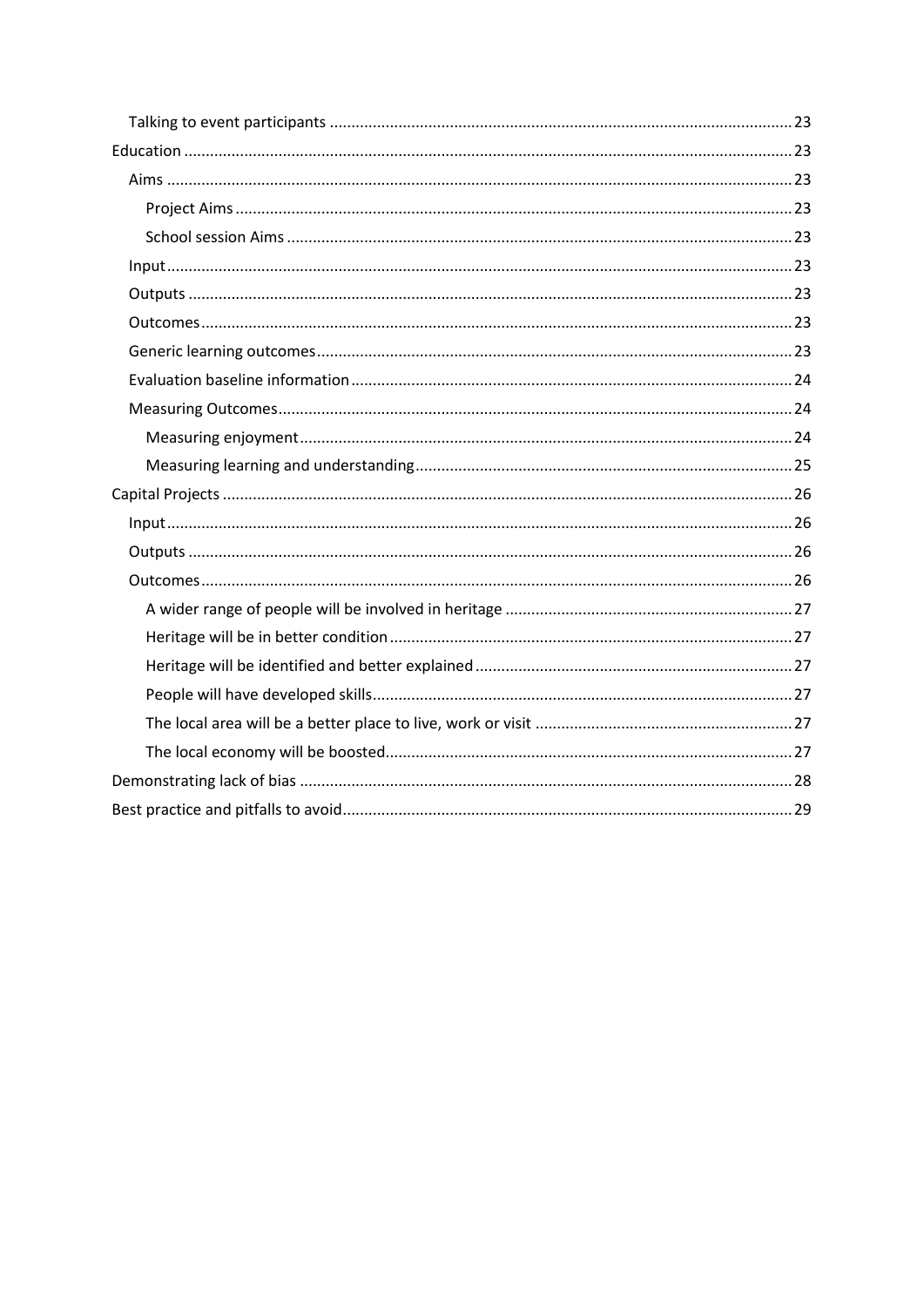- Talking to event participants ........................................................................................................ 23
- Education ........................................................................................................................................ 23
  - Aims ........................................................................................................................................ 23
    - Project Aims ....................................................................................................................... 23
    - School session Aims .......................................................................................................... 23
  - Input ........................................................................................................................................ 23
  - Outputs .................................................................................................................................... 23
  - Outcomes ................................................................................................................................. 23
  - Generic learning outcomes ..................................................................................................... 23
  - Evaluation baseline information ............................................................................................. 24
  - Measuring Outcomes ............................................................................................................... 24
    - Measuring enjoyment ......................................................................................................... 24
    - Measuring learning and understanding .............................................................................. 25
- Capital Projects ............................................................................................................................... 26
  - Input ........................................................................................................................................ 26
  - Outputs .................................................................................................................................... 26
  - Outcomes ................................................................................................................................. 26
    - A wider range of people will be involved in heritage ......................................................... 27
    - Heritage will be in better condition ................................................................................... 27
    - Heritage will be identified and better explained ................................................................ 27
    - People will have developed skills ....................................................................................... 27
    - The local area will be a better place to live, work or visit .................................................. 27
    - The local economy will be boosted .................................................................................... 27
- Demonstrating lack of bias ............................................................................................................. 28
- Best practice and pitfalls to avoid ................................................................................................... 29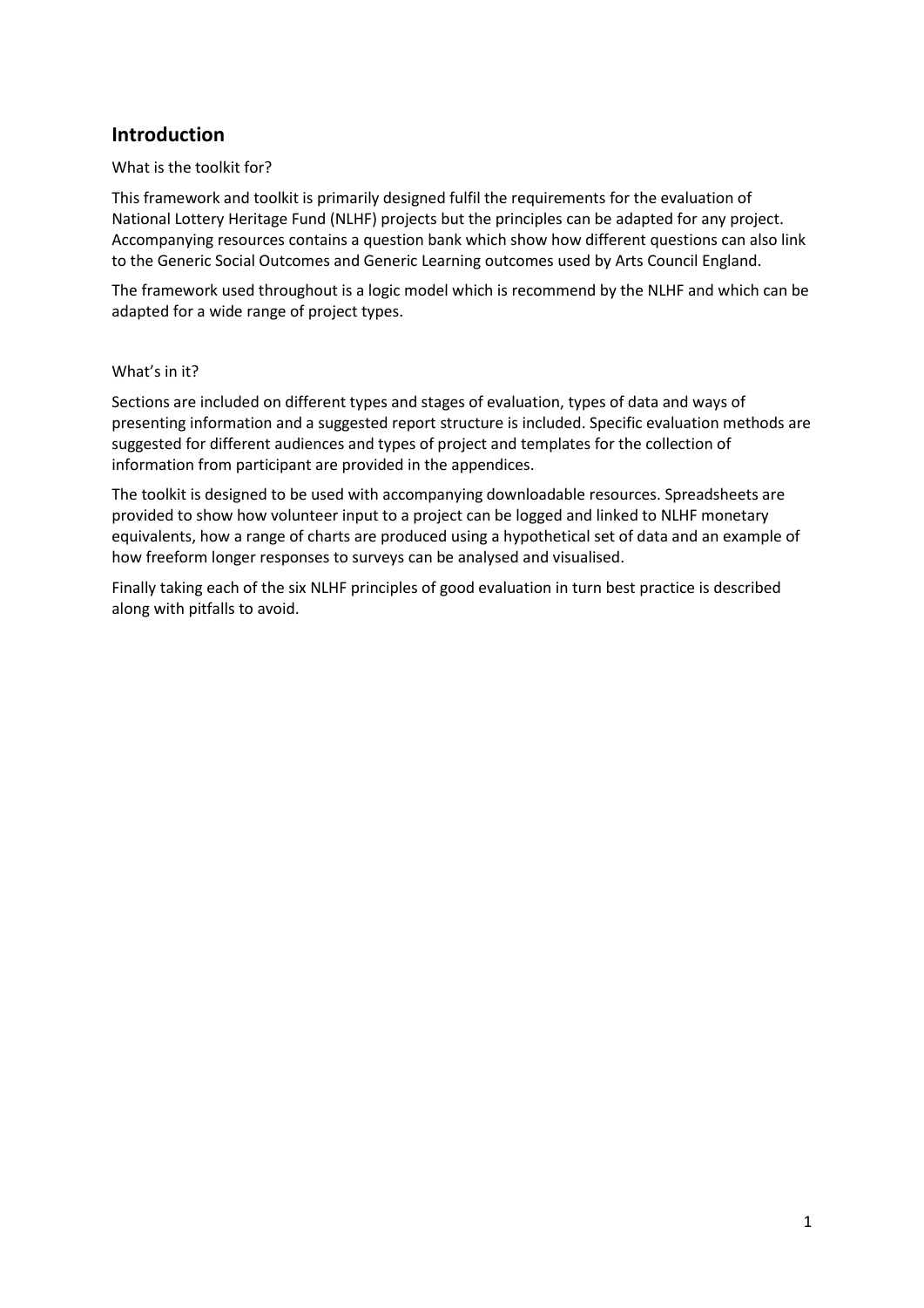## Introduction

What is the toolkit for?

This framework and toolkit is primarily designed fulfil the requirements for the evaluation of National Lottery Heritage Fund (NLHF) projects but the principles can be adapted for any project. Accompanying resources contains a question bank which show how different questions can also link to the Generic Social Outcomes and Generic Learning outcomes used by Arts Council England.

The framework used throughout is a logic model which is recommend by the NLHF and which can be adapted for a wide range of project types.

What's in it?

Sections are included on different types and stages of evaluation, types of data and ways of presenting information and a suggested report structure is included. Specific evaluation methods are suggested for different audiences and types of project and templates for the collection of information from participant are provided in the appendices.

The toolkit is designed to be used with accompanying downloadable resources. Spreadsheets are provided to show how volunteer input to a project can be logged and linked to NLHF monetary equivalents, how a range of charts are produced using a hypothetical set of data and an example of how freeform longer responses to surveys can be analysed and visualised.

Finally taking each of the six NLHF principles of good evaluation in turn best practice is described along with pitfalls to avoid.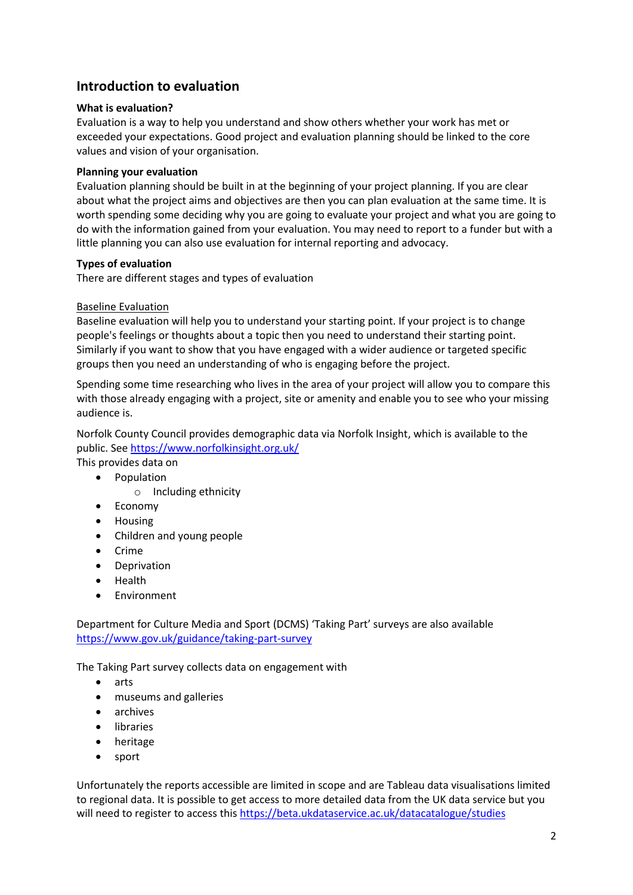## Introduction to evaluation

**What is evaluation?**
Evaluation is a way to help you understand and show others whether your work has met or exceeded your expectations. Good project and evaluation planning should be linked to the core values and vision of your organisation.

**Planning your evaluation**
Evaluation planning should be built in at the beginning of your project planning. If you are clear about what the project aims and objectives are then you can plan evaluation at the same time. It is worth spending some deciding why you are going to evaluate your project and what you are going to do with the information gained from your evaluation. You may need to report to a funder but with a little planning you can also use evaluation for internal reporting and advocacy.

**Types of evaluation**
There are different stages and types of evaluation

Baseline Evaluation
Baseline evaluation will help you to understand your starting point. If your project is to change people's feelings or thoughts about a topic then you need to understand their starting point. Similarly if you want to show that you have engaged with a wider audience or targeted specific groups then you need an understanding of who is engaging before the project.

Spending some time researching who lives in the area of your project will allow you to compare this with those already engaging with a project, site or amenity and enable you to see who your missing audience is.

Norfolk County Council provides demographic data via Norfolk Insight, which is available to the public. See https://www.norfolkinsight.org.uk/
This provides data on

- Population
  - Including ethnicity
- Economy
- Housing
- Children and young people
- Crime
- Deprivation
- Health
- Environment

Department for Culture Media and Sport (DCMS) 'Taking Part' surveys are also available https://www.gov.uk/guidance/taking-part-survey

The Taking Part survey collects data on engagement with

- arts
- museums and galleries
- archives
- libraries
- heritage
- sport

Unfortunately the reports accessible are limited in scope and are Tableau data visualisations limited to regional data. It is possible to get access to more detailed data from the UK data service but you will need to register to access this https://beta.ukdataservice.ac.uk/datacatalogue/studies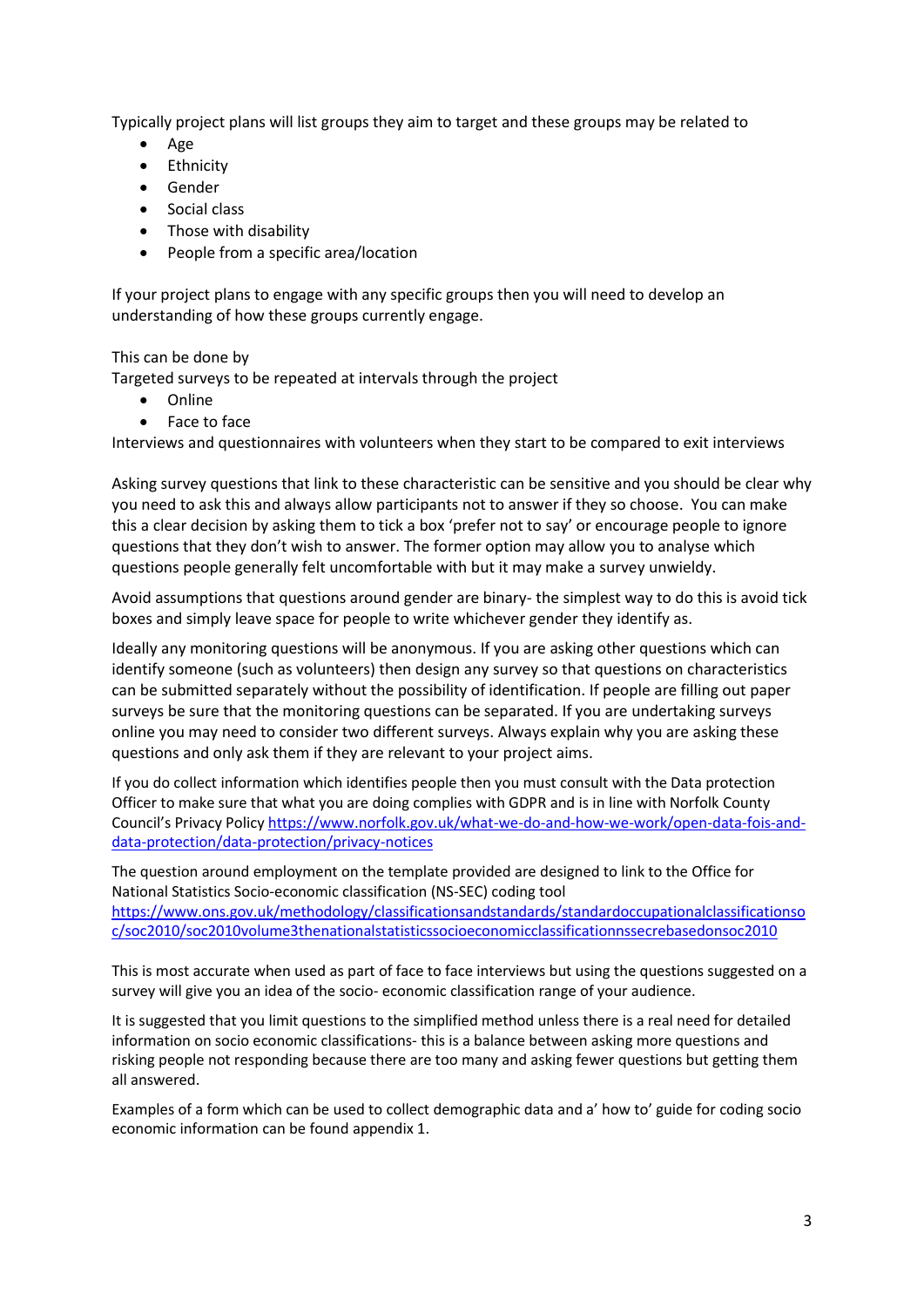Typically project plans will list groups they aim to target and these groups may be related to

- Age
- Ethnicity
- Gender
- Social class
- Those with disability
- People from a specific area/location

If your project plans to engage with any specific groups then you will need to develop an understanding of how these groups currently engage.

This can be done by

Targeted surveys to be repeated at intervals through the project

- Online
- Face to face

Interviews and questionnaires with volunteers when they start to be compared to exit interviews

Asking survey questions that link to these characteristic can be sensitive and you should be clear why you need to ask this and always allow participants not to answer if they so choose. You can make this a clear decision by asking them to tick a box 'prefer not to say' or encourage people to ignore questions that they don't wish to answer. The former option may allow you to analyse which questions people generally felt uncomfortable with but it may make a survey unwieldy.

Avoid assumptions that questions around gender are binary- the simplest way to do this is avoid tick boxes and simply leave space for people to write whichever gender they identify as.

Ideally any monitoring questions will be anonymous. If you are asking other questions which can identify someone (such as volunteers) then design any survey so that questions on characteristics can be submitted separately without the possibility of identification. If people are filling out paper surveys be sure that the monitoring questions can be separated. If you are undertaking surveys online you may need to consider two different surveys. Always explain why you are asking these questions and only ask them if they are relevant to your project aims.

If you do collect information which identifies people then you must consult with the Data protection Officer to make sure that what you are doing complies with GDPR and is in line with Norfolk County Council's Privacy Policy https://www.norfolk.gov.uk/what-we-do-and-how-we-work/open-data-fois-and-data-protection/data-protection/privacy-notices

The question around employment on the template provided are designed to link to the Office for National Statistics Socio-economic classification (NS-SEC) coding tool https://www.ons.gov.uk/methodology/classificationsandstandards/standardoccupationalclassificationsoc/soc2010/soc2010volume3thenationalstatisticssocioeconomicclassificationnssecrebasedonsoc2010

This is most accurate when used as part of face to face interviews but using the questions suggested on a survey will give you an idea of the socio- economic classification range of your audience.

It is suggested that you limit questions to the simplified method unless there is a real need for detailed information on socio economic classifications- this is a balance between asking more questions and risking people not responding because there are too many and asking fewer questions but getting them all answered.

Examples of a form which can be used to collect demographic data and a' how to' guide for coding socio economic information can be found appendix 1.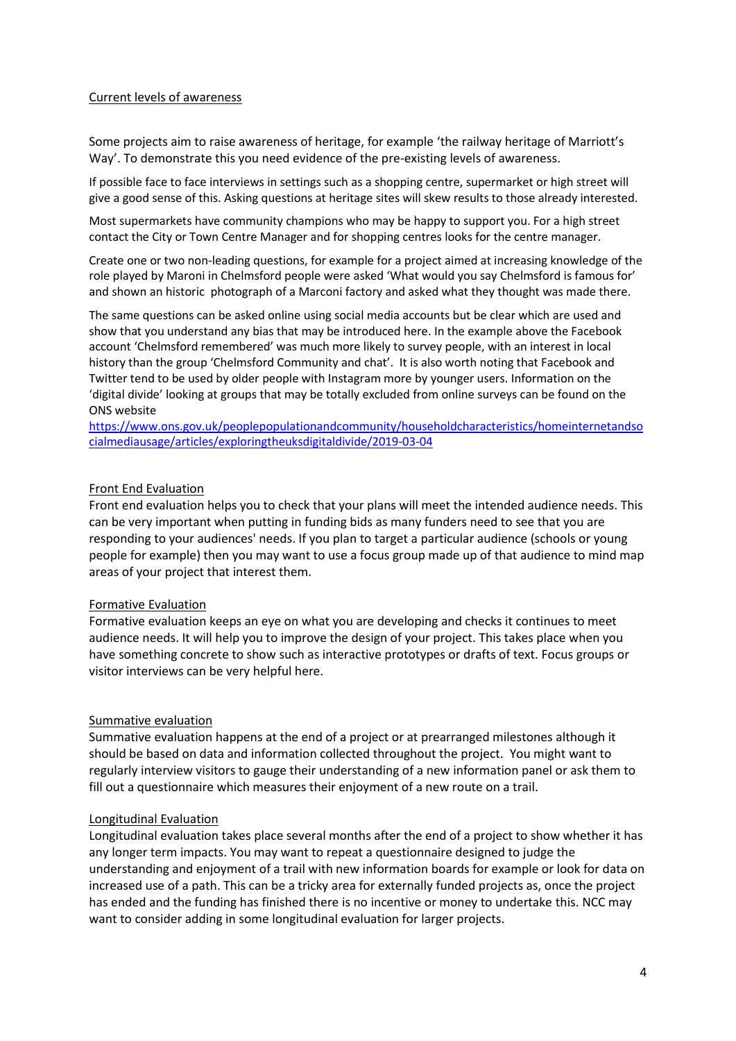## Current levels of awareness

Some projects aim to raise awareness of heritage, for example 'the railway heritage of Marriott's Way'. To demonstrate this you need evidence of the pre-existing levels of awareness.

If possible face to face interviews in settings such as a shopping centre, supermarket or high street will give a good sense of this. Asking questions at heritage sites will skew results to those already interested.

Most supermarkets have community champions who may be happy to support you. For a high street contact the City or Town Centre Manager and for shopping centres looks for the centre manager.

Create one or two non-leading questions, for example for a project aimed at increasing knowledge of the role played by Maroni in Chelmsford people were asked 'What would you say Chelmsford is famous for' and shown an historic photograph of a Marconi factory and asked what they thought was made there.

The same questions can be asked online using social media accounts but be clear which are used and show that you understand any bias that may be introduced here. In the example above the Facebook account 'Chelmsford remembered' was much more likely to survey people, with an interest in local history than the group 'Chelmsford Community and chat'. It is also worth noting that Facebook and Twitter tend to be used by older people with Instagram more by younger users. Information on the 'digital divide' looking at groups that may be totally excluded from online surveys can be found on the ONS website [https://www.ons.gov.uk/peoplepopulationandcommunity/householdcharacteristics/homeinternetandsocialmediausage/articles/exploringtheuksdigitaldivide/2019-03-04](https://www.ons.gov.uk/peoplepopulationandcommunity/householdcharacteristics/homeinternetandsocialmediausage/articles/exploringtheuksdigitaldivide/2019-03-04)

## Front End Evaluation

Front end evaluation helps you to check that your plans will meet the intended audience needs. This can be very important when putting in funding bids as many funders need to see that you are responding to your audiences' needs. If you plan to target a particular audience (schools or young people for example) then you may want to use a focus group made up of that audience to mind map areas of your project that interest them.

## Formative Evaluation

Formative evaluation keeps an eye on what you are developing and checks it continues to meet audience needs. It will help you to improve the design of your project. This takes place when you have something concrete to show such as interactive prototypes or drafts of text. Focus groups or visitor interviews can be very helpful here.

## Summative evaluation

Summative evaluation happens at the end of a project or at prearranged milestones although it should be based on data and information collected throughout the project. You might want to regularly interview visitors to gauge their understanding of a new information panel or ask them to fill out a questionnaire which measures their enjoyment of a new route on a trail.

## Longitudinal Evaluation

Longitudinal evaluation takes place several months after the end of a project to show whether it has any longer term impacts. You may want to repeat a questionnaire designed to judge the understanding and enjoyment of a trail with new information boards for example or look for data on increased use of a path. This can be a tricky area for externally funded projects as, once the project has ended and the funding has finished there is no incentive or money to undertake this. NCC may want to consider adding in some longitudinal evaluation for larger projects.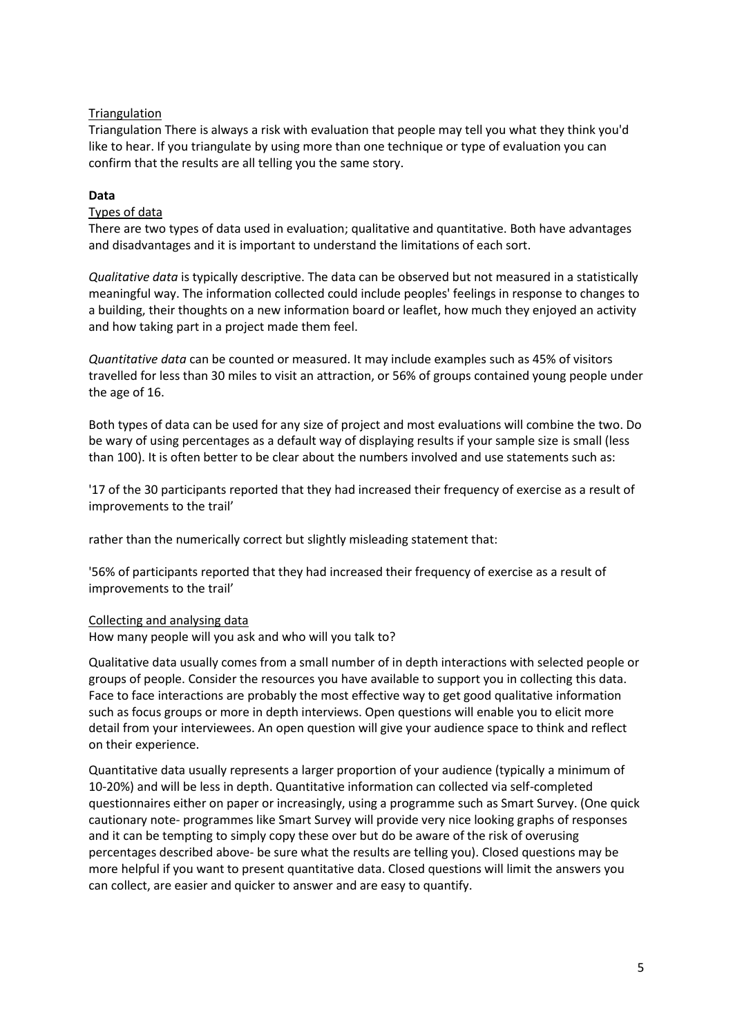<u>Triangulation</u>

Triangulation There is always a risk with evaluation that people may tell you what they think you'd like to hear. If you triangulate by using more than one technique or type of evaluation you can confirm that the results are all telling you the same story.

**Data**

<u>Types of data</u>

There are two types of data used in evaluation; qualitative and quantitative. Both have advantages and disadvantages and it is important to understand the limitations of each sort.

*Qualitative data* is typically descriptive. The data can be observed but not measured in a statistically meaningful way. The information collected could include peoples' feelings in response to changes to a building, their thoughts on a new information board or leaflet, how much they enjoyed an activity and how taking part in a project made them feel.

*Quantitative data* can be counted or measured. It may include examples such as 45% of visitors travelled for less than 30 miles to visit an attraction, or 56% of groups contained young people under the age of 16.

Both types of data can be used for any size of project and most evaluations will combine the two. Do be wary of using percentages as a default way of displaying results if your sample size is small (less than 100). It is often better to be clear about the numbers involved and use statements such as:

'17 of the 30 participants reported that they had increased their frequency of exercise as a result of improvements to the trail'

rather than the numerically correct but slightly misleading statement that:

'56% of participants reported that they had increased their frequency of exercise as a result of improvements to the trail'

<u>Collecting and analysing data</u>

How many people will you ask and who will you talk to?

Qualitative data usually comes from a small number of in depth interactions with selected people or groups of people. Consider the resources you have available to support you in collecting this data. Face to face interactions are probably the most effective way to get good qualitative information such as focus groups or more in depth interviews. Open questions will enable you to elicit more detail from your interviewees. An open question will give your audience space to think and reflect on their experience.

Quantitative data usually represents a larger proportion of your audience (typically a minimum of 10-20%) and will be less in depth. Quantitative information can collected via self-completed questionnaires either on paper or increasingly, using a programme such as Smart Survey. (One quick cautionary note- programmes like Smart Survey will provide very nice looking graphs of responses and it can be tempting to simply copy these over but do be aware of the risk of overusing percentages described above- be sure what the results are telling you). Closed questions may be more helpful if you want to present quantitative data. Closed questions will limit the answers you can collect, are easier and quicker to answer and are easy to quantify.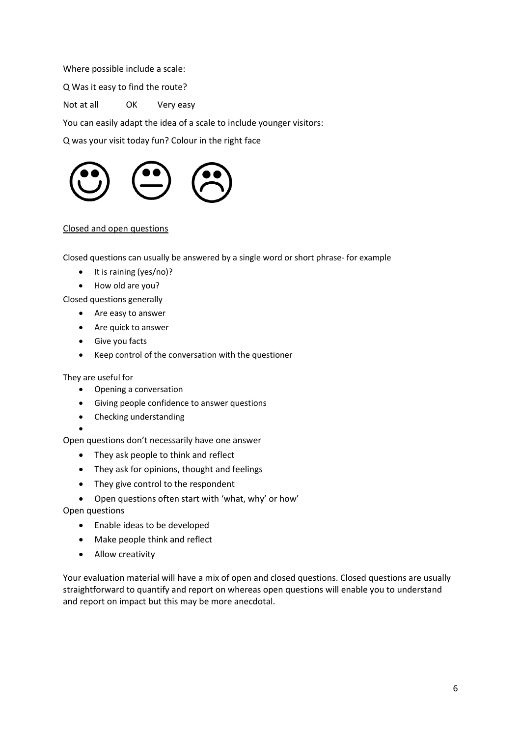Where possible include a scale:

Q Was it easy to find the route?

Not at all OK Very easy

You can easily adapt the idea of a scale to include younger visitors:

Q was your visit today fun? Colour in the right face

☺ 😐 ☹

Closed and open questions

Closed questions can usually be answered by a single word or short phrase- for example

- It is raining (yes/no)?
- How old are you?

Closed questions generally

- Are easy to answer
- Are quick to answer
- Give you facts
- Keep control of the conversation with the questioner

They are useful for

- Opening a conversation
- Giving people confidence to answer questions
- Checking understanding

Open questions don't necessarily have one answer

- They ask people to think and reflect
- They ask for opinions, thought and feelings
- They give control to the respondent
- Open questions often start with 'what, why' or how'

Open questions

- Enable ideas to be developed
- Make people think and reflect
- Allow creativity

Your evaluation material will have a mix of open and closed questions. Closed questions are usually straightforward to quantify and report on whereas open questions will enable you to understand and report on impact but this may be more anecdotal.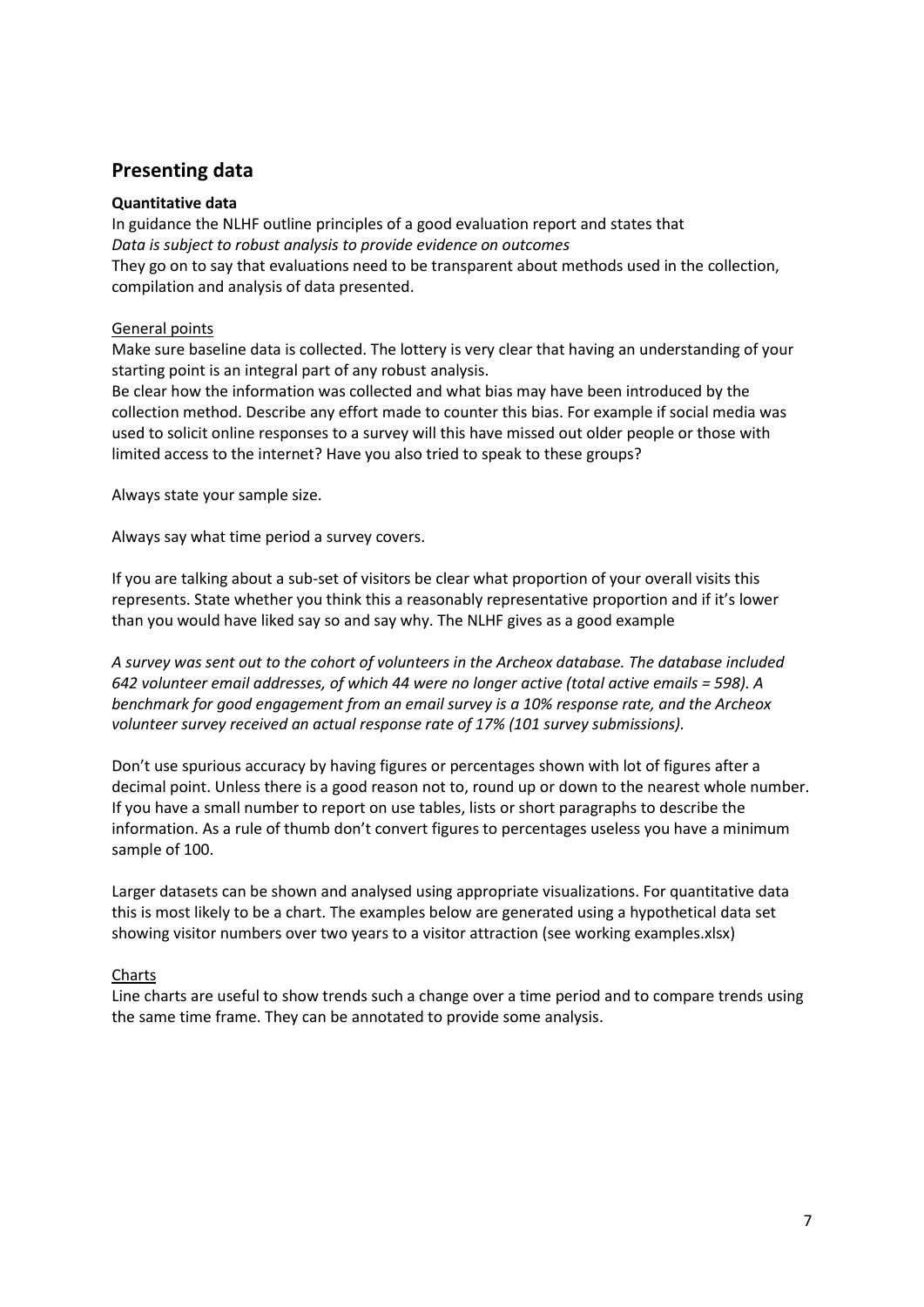## Presenting data

**Quantitative data**

In guidance the NLHF outline principles of a good evaluation report and states that
*Data is subject to robust analysis to provide evidence on outcomes*
They go on to say that evaluations need to be transparent about methods used in the collection, compilation and analysis of data presented.

General points

Make sure baseline data is collected. The lottery is very clear that having an understanding of your starting point is an integral part of any robust analysis.
Be clear how the information was collected and what bias may have been introduced by the collection method. Describe any effort made to counter this bias. For example if social media was used to solicit online responses to a survey will this have missed out older people or those with limited access to the internet? Have you also tried to speak to these groups?

Always state your sample size.

Always say what time period a survey covers.

If you are talking about a sub-set of visitors be clear what proportion of your overall visits this represents. State whether you think this a reasonably representative proportion and if it's lower than you would have liked say so and say why. The NLHF gives as a good example

*A survey was sent out to the cohort of volunteers in the Archeox database. The database included 642 volunteer email addresses, of which 44 were no longer active (total active emails = 598). A benchmark for good engagement from an email survey is a 10% response rate, and the Archeox volunteer survey received an actual response rate of 17% (101 survey submissions).*

Don't use spurious accuracy by having figures or percentages shown with lot of figures after a decimal point. Unless there is a good reason not to, round up or down to the nearest whole number. If you have a small number to report on use tables, lists or short paragraphs to describe the information. As a rule of thumb don't convert figures to percentages useless you have a minimum sample of 100.

Larger datasets can be shown and analysed using appropriate visualizations. For quantitative data this is most likely to be a chart. The examples below are generated using a hypothetical data set showing visitor numbers over two years to a visitor attraction (see working examples.xlsx)

Charts

Line charts are useful to show trends such a change over a time period and to compare trends using the same time frame. They can be annotated to provide some analysis.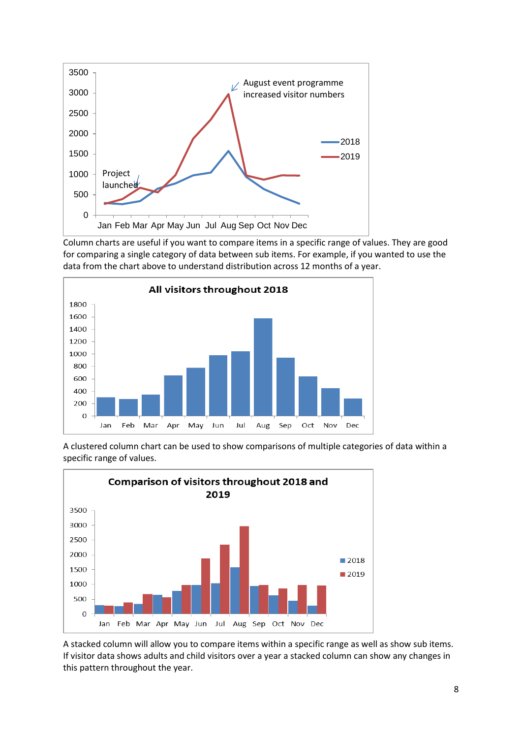Column charts are useful if you want to compare items in a specific range of values. They are good for comparing a single category of data between sub items. For example, if you wanted to use the data from the chart above to understand distribution across 12 months of a year.

A clustered column chart can be used to show comparisons of multiple categories of data within a specific range of values.

A stacked column will allow you to compare items within a specific range as well as show sub items. If visitor data shows adults and child visitors over a year a stacked column can show any changes in this pattern throughout the year.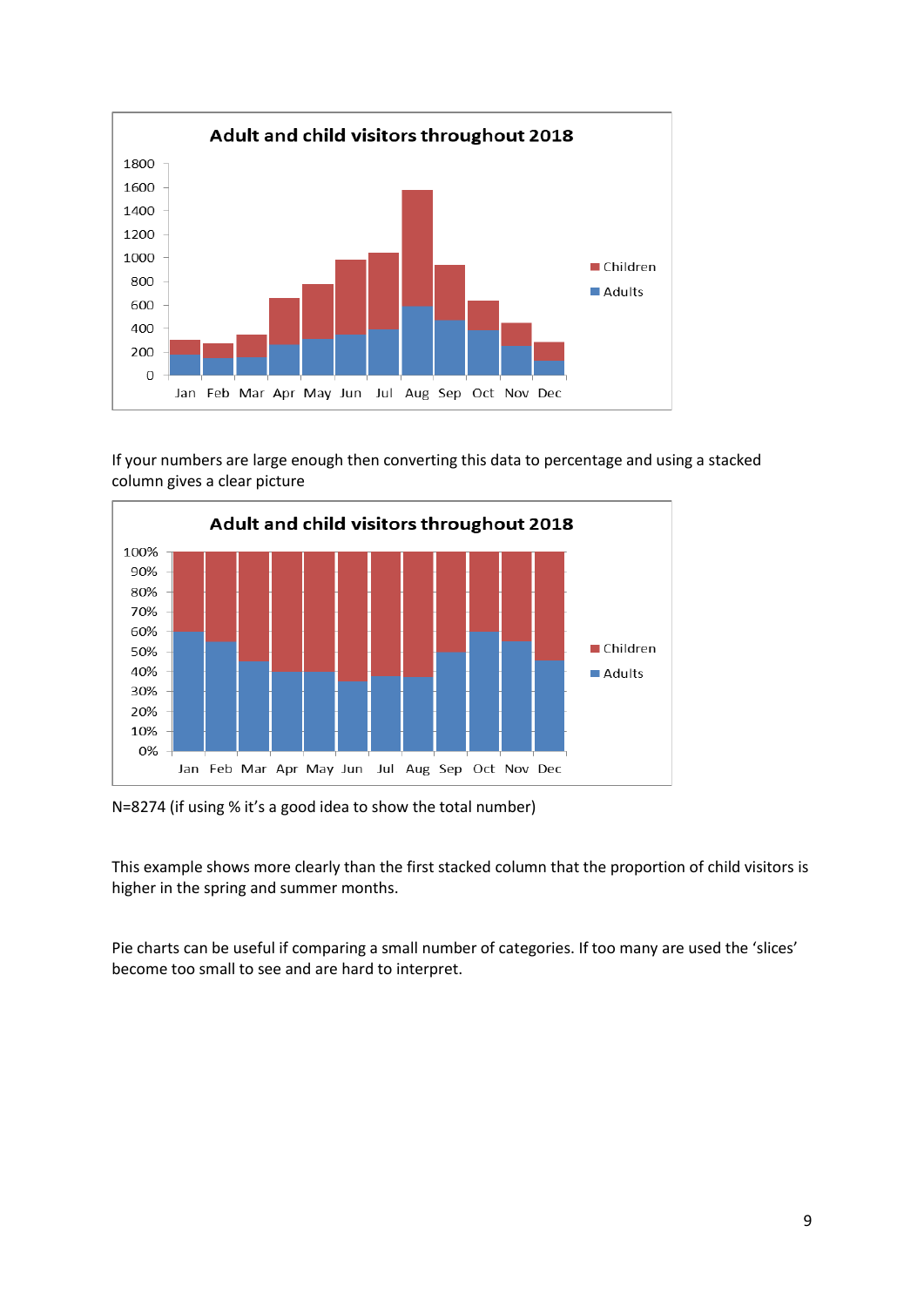**Adult and child visitors throughout 2018**

If your numbers are large enough then converting this data to percentage and using a stacked column gives a clear picture

**Adult and child visitors throughout 2018**

N=8274 (if using % it's a good idea to show the total number)

This example shows more clearly than the first stacked column that the proportion of child visitors is higher in the spring and summer months.

Pie charts can be useful if comparing a small number of categories. If too many are used the 'slices' become too small to see and are hard to interpret.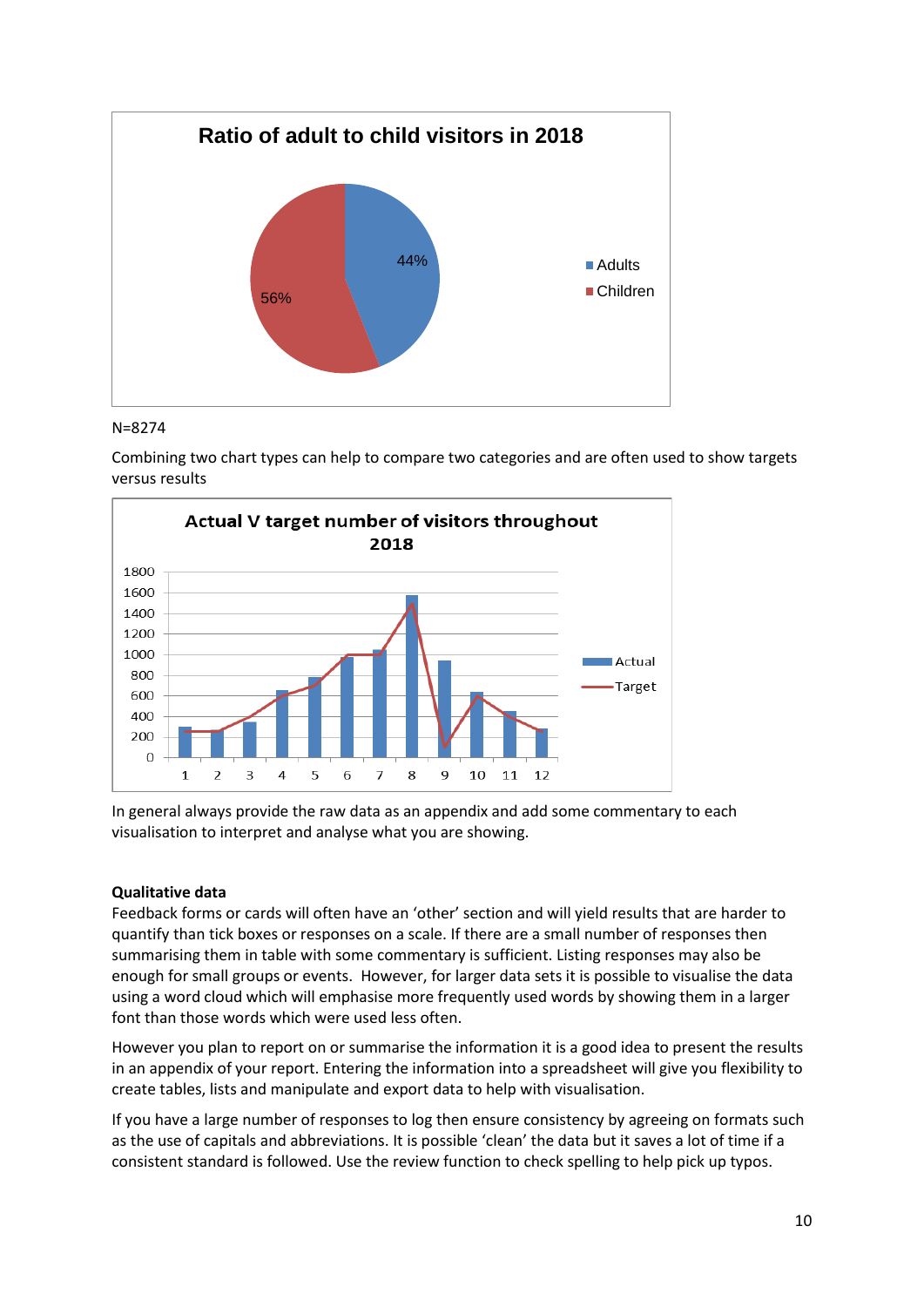**Ratio of adult to child visitors in 2018**

- Adults: 44%
- Children: 56%

N=8274

Combining two chart types can help to compare two categories and are often used to show targets versus results

**Actual V target number of visitors throughout 2018**

(Chart legend: Actual, Target; x-axis months 1–12; y-axis 0–1800)

In general always provide the raw data as an appendix and add some commentary to each visualisation to interpret and analyse what you are showing.

**Qualitative data**

Feedback forms or cards will often have an 'other' section and will yield results that are harder to quantify than tick boxes or responses on a scale. If there are a small number of responses then summarising them in table with some commentary is sufficient. Listing responses may also be enough for small groups or events. However, for larger data sets it is possible to visualise the data using a word cloud which will emphasise more frequently used words by showing them in a larger font than those words which were used less often.

However you plan to report on or summarise the information it is a good idea to present the results in an appendix of your report. Entering the information into a spreadsheet will give you flexibility to create tables, lists and manipulate and export data to help with visualisation.

If you have a large number of responses to log then ensure consistency by agreeing on formats such as the use of capitals and abbreviations. It is possible 'clean' the data but it saves a lot of time if a consistent standard is followed. Use the review function to check spelling to help pick up typos.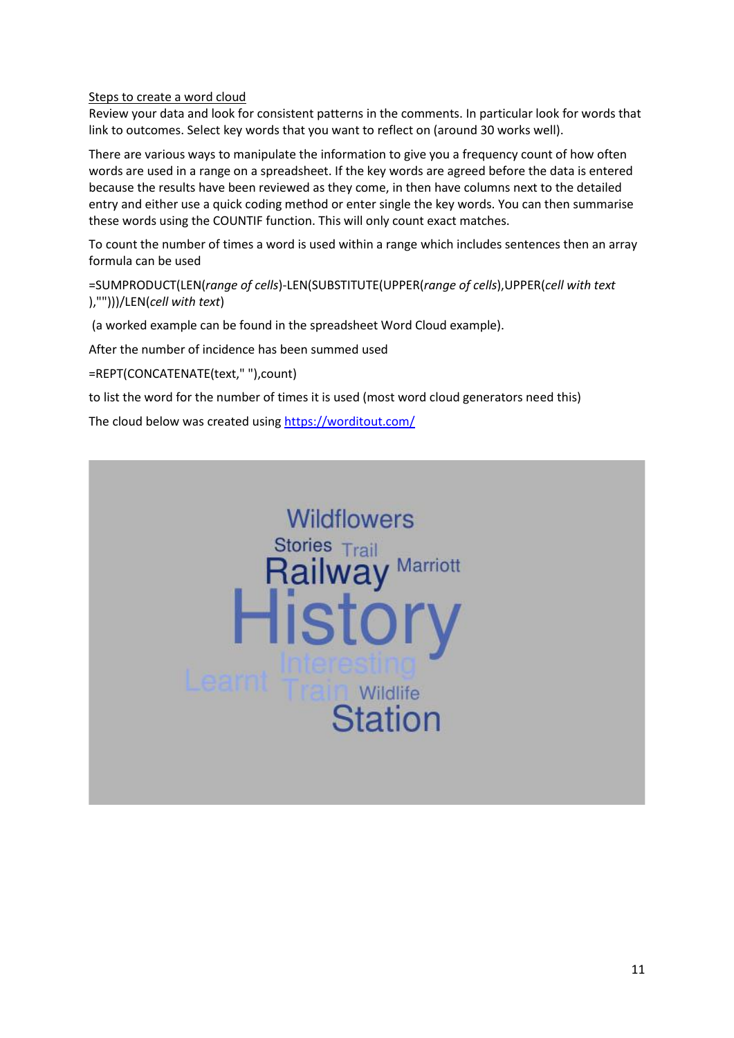Steps to create a word cloud

Review your data and look for consistent patterns in the comments. In particular look for words that link to outcomes. Select key words that you want to reflect on (around 30 works well).

There are various ways to manipulate the information to give you a frequency count of how often words are used in a range on a spreadsheet. If the key words are agreed before the data is entered because the results have been reviewed as they come, in then have columns next to the detailed entry and either use a quick coding method or enter single the key words. You can then summarise these words using the COUNTIF function. This will only count exact matches.

To count the number of times a word is used within a range which includes sentences then an array formula can be used

=SUMPRODUCT(LEN(*range of cells*)-LEN(SUBSTITUTE(UPPER(*range of cells*),UPPER(*cell with text* ),"")))/LEN(*cell with text*)

(a worked example can be found in the spreadsheet Word Cloud example).

After the number of incidence has been summed used

=REPT(CONCATENATE(text," "),count)

to list the word for the number of times it is used (most word cloud generators need this)

The cloud below was created using https://worditout.com/

Wildflowers

Stories Trail

Railway Marriott

History

Learnt Interesting

Train Wildlife

Station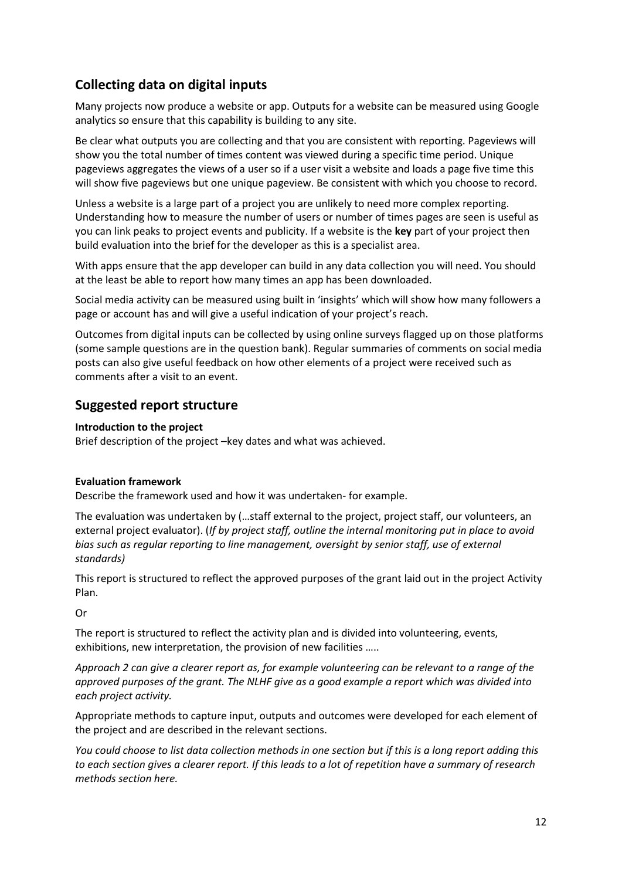## Collecting data on digital inputs

Many projects now produce a website or app. Outputs for a website can be measured using Google analytics so ensure that this capability is building to any site.

Be clear what outputs you are collecting and that you are consistent with reporting. Pageviews will show you the total number of times content was viewed during a specific time period. Unique pageviews aggregates the views of a user so if a user visit a website and loads a page five time this will show five pageviews but one unique pageview. Be consistent with which you choose to record.

Unless a website is a large part of a project you are unlikely to need more complex reporting. Understanding how to measure the number of users or number of times pages are seen is useful as you can link peaks to project events and publicity. If a website is the **key** part of your project then build evaluation into the brief for the developer as this is a specialist area.

With apps ensure that the app developer can build in any data collection you will need. You should at the least be able to report how many times an app has been downloaded.

Social media activity can be measured using built in 'insights' which will show how many followers a page or account has and will give a useful indication of your project's reach.

Outcomes from digital inputs can be collected by using online surveys flagged up on those platforms (some sample questions are in the question bank). Regular summaries of comments on social media posts can also give useful feedback on how other elements of a project were received such as comments after a visit to an event.

## Suggested report structure

**Introduction to the project**
Brief description of the project –key dates and what was achieved.

**Evaluation framework**
Describe the framework used and how it was undertaken- for example.

The evaluation was undertaken by (…staff external to the project, project staff, our volunteers, an external project evaluator). (*If by project staff, outline the internal monitoring put in place to avoid bias such as regular reporting to line management, oversight by senior staff, use of external standards)*

This report is structured to reflect the approved purposes of the grant laid out in the project Activity Plan.

Or

The report is structured to reflect the activity plan and is divided into volunteering, events, exhibitions, new interpretation, the provision of new facilities …..

*Approach 2 can give a clearer report as, for example volunteering can be relevant to a range of the approved purposes of the grant. The NLHF give as a good example a report which was divided into each project activity.*

Appropriate methods to capture input, outputs and outcomes were developed for each element of the project and are described in the relevant sections.

*You could choose to list data collection methods in one section but if this is a long report adding this to each section gives a clearer report. If this leads to a lot of repetition have a summary of research methods section here.*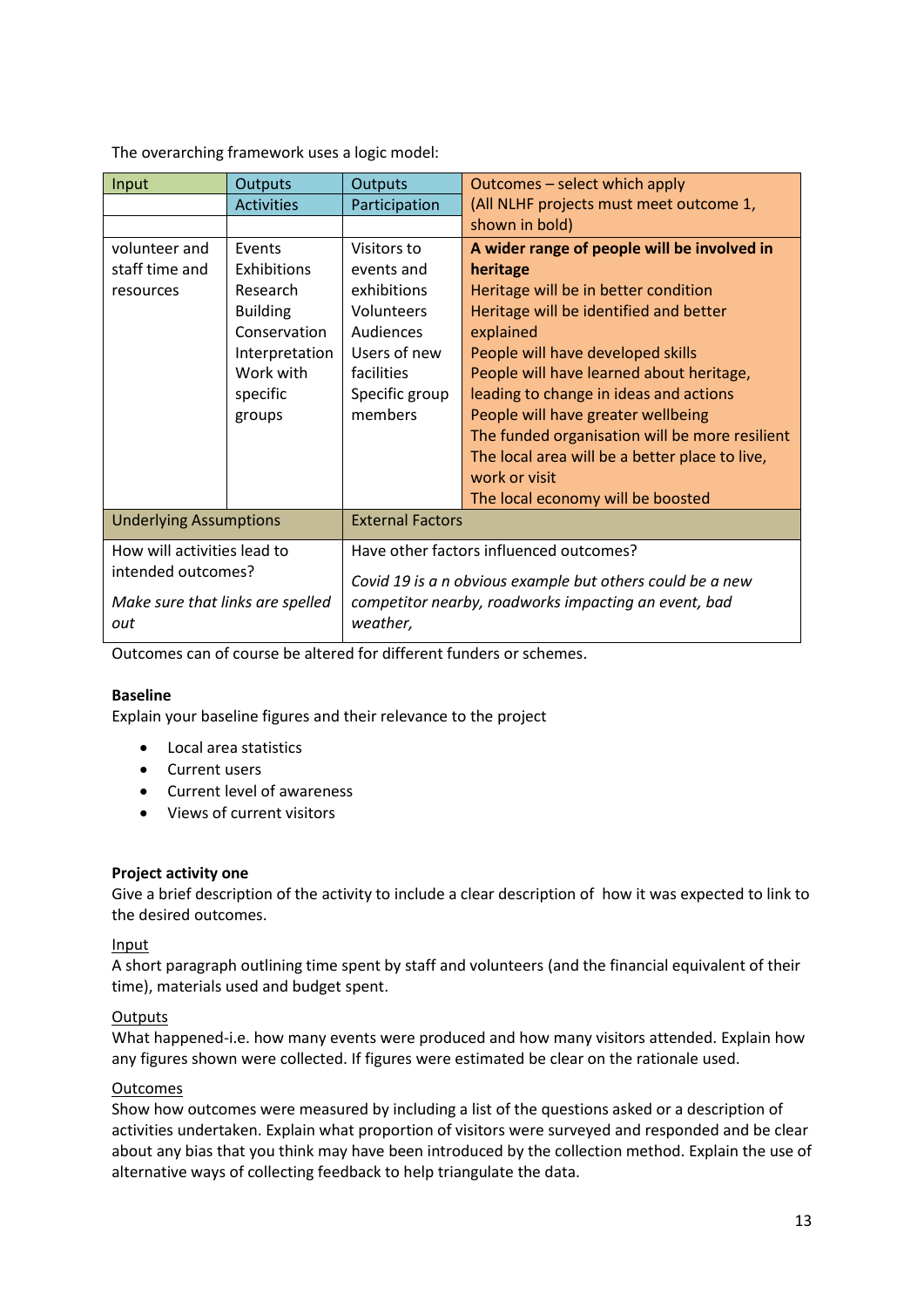The overarching framework uses a logic model:

| Input | Outputs | Outputs | Outcomes – select which apply |
|---|---|---|---|
| | Activities | Participation | (All NLHF projects must meet outcome 1, shown in bold) |
| | | | |
| volunteer and staff time and resources | Events<br>Exhibitions<br>Research<br>Building<br>Conservation<br>Interpretation<br>Work with specific groups | Visitors to events and exhibitions<br>Volunteers<br>Audiences<br>Users of new facilities<br>Specific group members | **A wider range of people will be involved in heritage**<br>Heritage will be in better condition<br>Heritage will be identified and better explained<br>People will have developed skills<br>People will have learned about heritage, leading to change in ideas and actions<br>People will have greater wellbeing<br>The funded organisation will be more resilient<br>The local area will be a better place to live, work or visit<br>The local economy will be boosted |
| Underlying Assumptions | | External Factors | |
| How will activities lead to intended outcomes?<br>*Make sure that links are spelled out* | | Have other factors influenced outcomes?<br>*Covid 19 is a n obvious example but others could be a new competitor nearby, roadworks impacting an event, bad weather,* | |

Outcomes can of course be altered for different funders or schemes.

**Baseline**

Explain your baseline figures and their relevance to the project

- Local area statistics
- Current users
- Current level of awareness
- Views of current visitors

**Project activity one**

Give a brief description of the activity to include a clear description of how it was expected to link to the desired outcomes.

Input

A short paragraph outlining time spent by staff and volunteers (and the financial equivalent of their time), materials used and budget spent.

Outputs

What happened-i.e. how many events were produced and how many visitors attended. Explain how any figures shown were collected. If figures were estimated be clear on the rationale used.

Outcomes

Show how outcomes were measured by including a list of the questions asked or a description of activities undertaken. Explain what proportion of visitors were surveyed and responded and be clear about any bias that you think may have been introduced by the collection method. Explain the use of alternative ways of collecting feedback to help triangulate the data.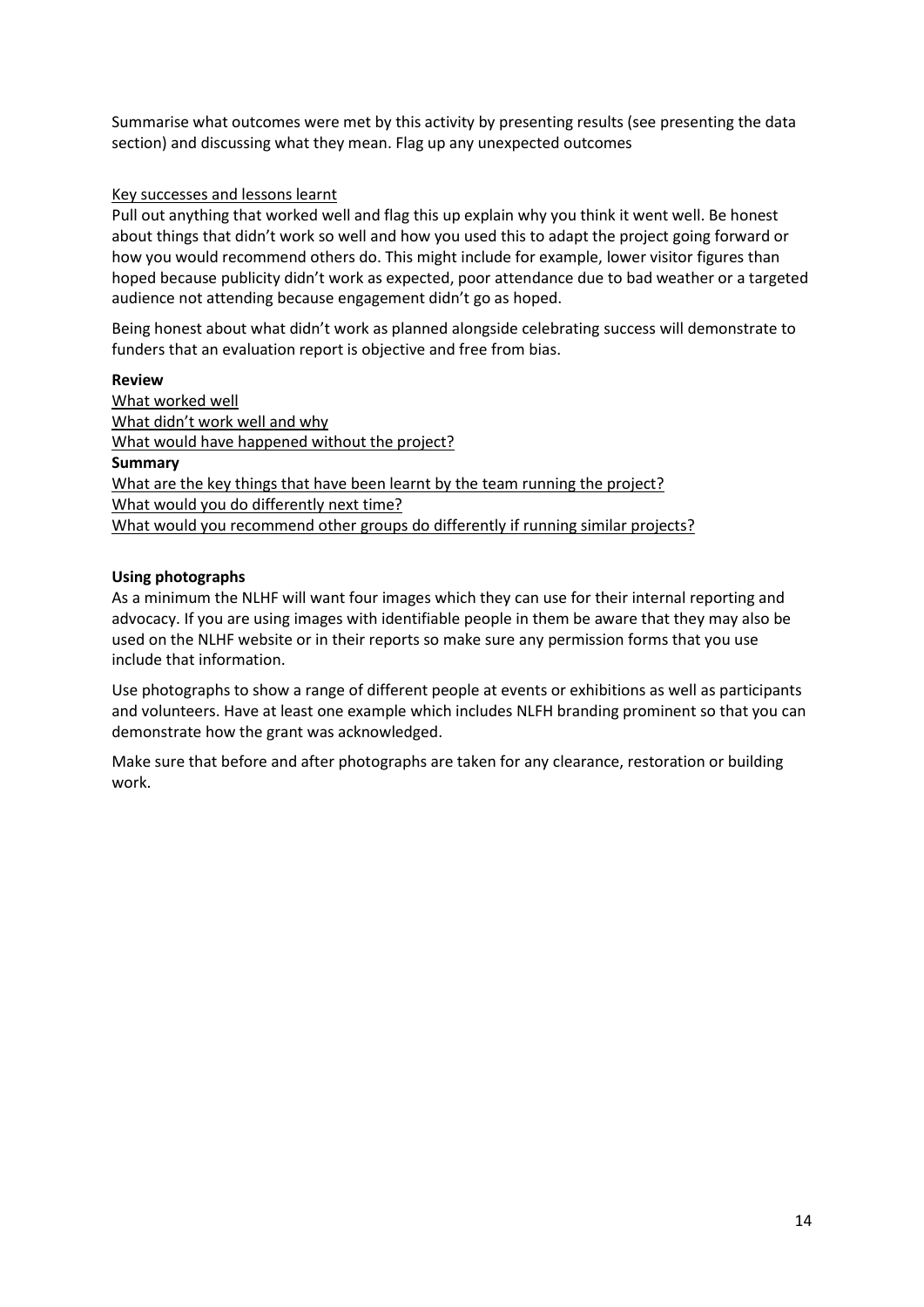Summarise what outcomes were met by this activity by presenting results (see presenting the data section) and discussing what they mean. Flag up any unexpected outcomes

<u>Key successes and lessons learnt</u>

Pull out anything that worked well and flag this up explain why you think it went well. Be honest about things that didn't work so well and how you used this to adapt the project going forward or how you would recommend others do. This might include for example, lower visitor figures than hoped because publicity didn't work as expected, poor attendance due to bad weather or a targeted audience not attending because engagement didn't go as hoped.

Being honest about what didn't work as planned alongside celebrating success will demonstrate to funders that an evaluation report is objective and free from bias.

**Review**

<u>What worked well</u>

<u>What didn't work well and why</u>

<u>What would have happened without the project?</u>

**Summary**

<u>What are the key things that have been learnt by the team running the project?</u>

<u>What would you do differently next time?</u>

<u>What would you recommend other groups do differently if running similar projects?</u>

**Using photographs**

As a minimum the NLHF will want four images which they can use for their internal reporting and advocacy. If you are using images with identifiable people in them be aware that they may also be used on the NLHF website or in their reports so make sure any permission forms that you use include that information.

Use photographs to show a range of different people at events or exhibitions as well as participants and volunteers. Have at least one example which includes NLFH branding prominent so that you can demonstrate how the grant was acknowledged.

Make sure that before and after photographs are taken for any clearance, restoration or building work.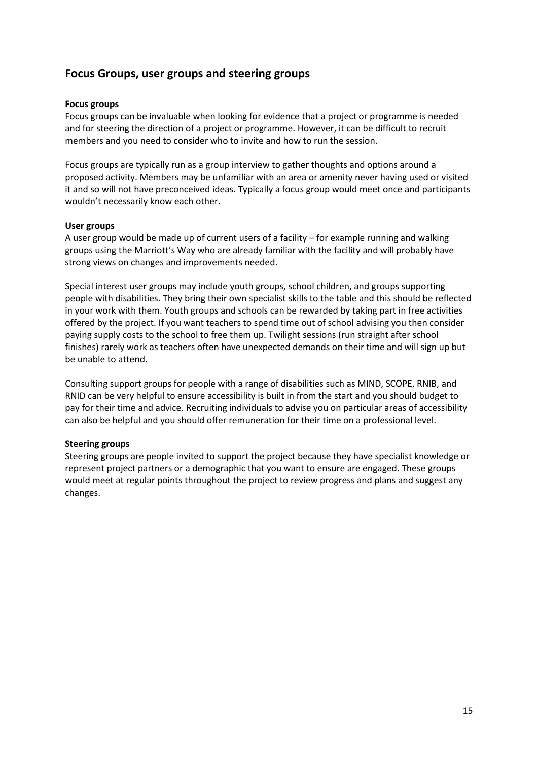## Focus Groups, user groups and steering groups

**Focus groups**

Focus groups can be invaluable when looking for evidence that a project or programme is needed and for steering the direction of a project or programme. However, it can be difficult to recruit members and you need to consider who to invite and how to run the session.

Focus groups are typically run as a group interview to gather thoughts and options around a proposed activity. Members may be unfamiliar with an area or amenity never having used or visited it and so will not have preconceived ideas. Typically a focus group would meet once and participants wouldn't necessarily know each other.

**User groups**

A user group would be made up of current users of a facility – for example running and walking groups using the Marriott's Way who are already familiar with the facility and will probably have strong views on changes and improvements needed.

Special interest user groups may include youth groups, school children, and groups supporting people with disabilities. They bring their own specialist skills to the table and this should be reflected in your work with them. Youth groups and schools can be rewarded by taking part in free activities offered by the project. If you want teachers to spend time out of school advising you then consider paying supply costs to the school to free them up. Twilight sessions (run straight after school finishes) rarely work as teachers often have unexpected demands on their time and will sign up but be unable to attend.

Consulting support groups for people with a range of disabilities such as MIND, SCOPE, RNIB, and RNID can be very helpful to ensure accessibility is built in from the start and you should budget to pay for their time and advice. Recruiting individuals to advise you on particular areas of accessibility can also be helpful and you should offer remuneration for their time on a professional level.

**Steering groups**

Steering groups are people invited to support the project because they have specialist knowledge or represent project partners or a demographic that you want to ensure are engaged. These groups would meet at regular points throughout the project to review progress and plans and suggest any changes.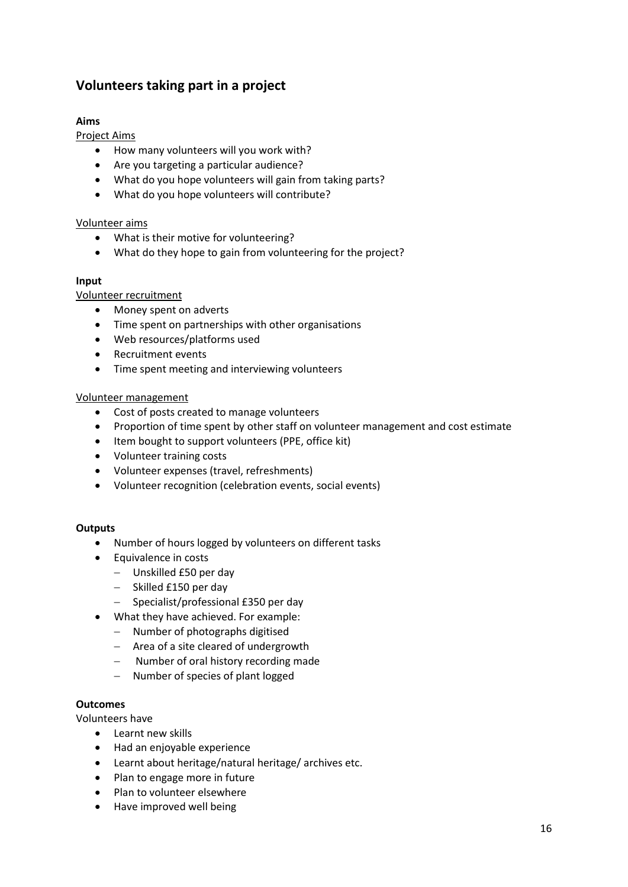## Volunteers taking part in a project

**Aims**

Project Aims

- How many volunteers will you work with?
- Are you targeting a particular audience?
- What do you hope volunteers will gain from taking parts?
- What do you hope volunteers will contribute?

Volunteer aims

- What is their motive for volunteering?
- What do they hope to gain from volunteering for the project?

**Input**

Volunteer recruitment

- Money spent on adverts
- Time spent on partnerships with other organisations
- Web resources/platforms used
- Recruitment events
- Time spent meeting and interviewing volunteers

Volunteer management

- Cost of posts created to manage volunteers
- Proportion of time spent by other staff on volunteer management and cost estimate
- Item bought to support volunteers (PPE, office kit)
- Volunteer training costs
- Volunteer expenses (travel, refreshments)
- Volunteer recognition (celebration events, social events)

**Outputs**

- Number of hours logged by volunteers on different tasks
- Equivalence in costs
  - Unskilled £50 per day
  - Skilled £150 per day
  - Specialist/professional £350 per day
- What they have achieved. For example:
  - Number of photographs digitised
  - Area of a site cleared of undergrowth
  - Number of oral history recording made
  - Number of species of plant logged

**Outcomes**

Volunteers have

- Learnt new skills
- Had an enjoyable experience
- Learnt about heritage/natural heritage/ archives etc.
- Plan to engage more in future
- Plan to volunteer elsewhere
- Have improved well being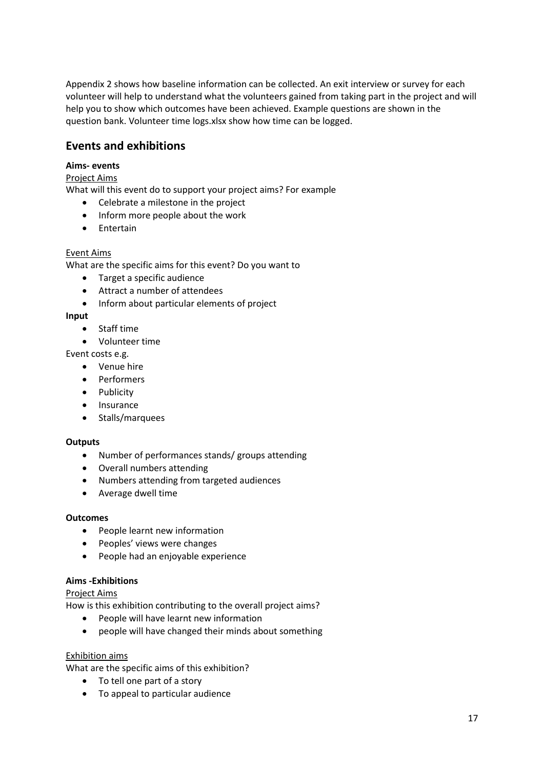Appendix 2 shows how baseline information can be collected. An exit interview or survey for each volunteer will help to understand what the volunteers gained from taking part in the project and will help you to show which outcomes have been achieved. Example questions are shown in the question bank. Volunteer time logs.xlsx show how time can be logged.

## Events and exhibitions

**Aims- events**

Project Aims

What will this event do to support your project aims? For example

- Celebrate a milestone in the project
- Inform more people about the work
- Entertain

Event Aims

What are the specific aims for this event? Do you want to

- Target a specific audience
- Attract a number of attendees
- Inform about particular elements of project

**Input**

- Staff time
- Volunteer time

Event costs e.g.

- Venue hire
- Performers
- Publicity
- Insurance
- Stalls/marquees

**Outputs**

- Number of performances stands/ groups attending
- Overall numbers attending
- Numbers attending from targeted audiences
- Average dwell time

**Outcomes**

- People learnt new information
- Peoples' views were changes
- People had an enjoyable experience

**Aims -Exhibitions**

Project Aims

How is this exhibition contributing to the overall project aims?

- People will have learnt new information
- people will have changed their minds about something

Exhibition aims

What are the specific aims of this exhibition?

- To tell one part of a story
- To appeal to particular audience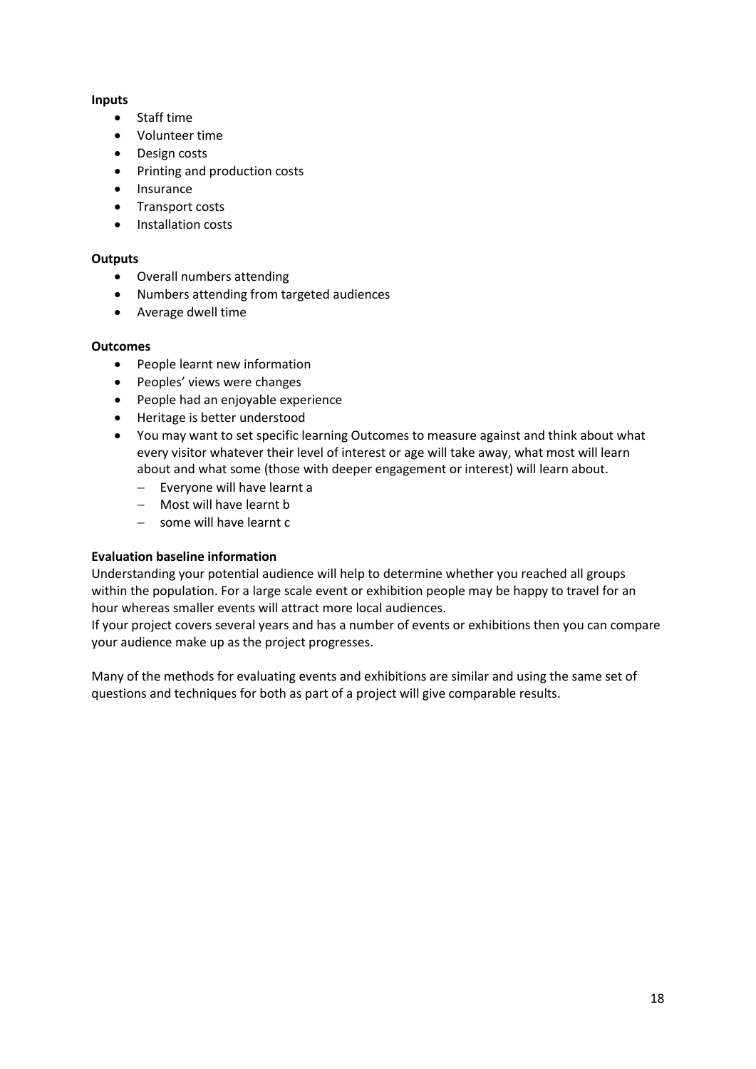**Inputs**

- Staff time
- Volunteer time
- Design costs
- Printing and production costs
- Insurance
- Transport costs
- Installation costs

**Outputs**

- Overall numbers attending
- Numbers attending from targeted audiences
- Average dwell time

**Outcomes**

- People learnt new information
- Peoples' views were changes
- People had an enjoyable experience
- Heritage is better understood
- You may want to set specific learning Outcomes to measure against and think about what every visitor whatever their level of interest or age will take away, what most will learn about and what some (those with deeper engagement or interest) will learn about.
  - Everyone will have learnt a
  - Most will have learnt b
  - some will have learnt c

**Evaluation baseline information**

Understanding your potential audience will help to determine whether you reached all groups within the population. For a large scale event or exhibition people may be happy to travel for an hour whereas smaller events will attract more local audiences.
If your project covers several years and has a number of events or exhibitions then you can compare your audience make up as the project progresses.

Many of the methods for evaluating events and exhibitions are similar and using the same set of questions and techniques for both as part of a project will give comparable results.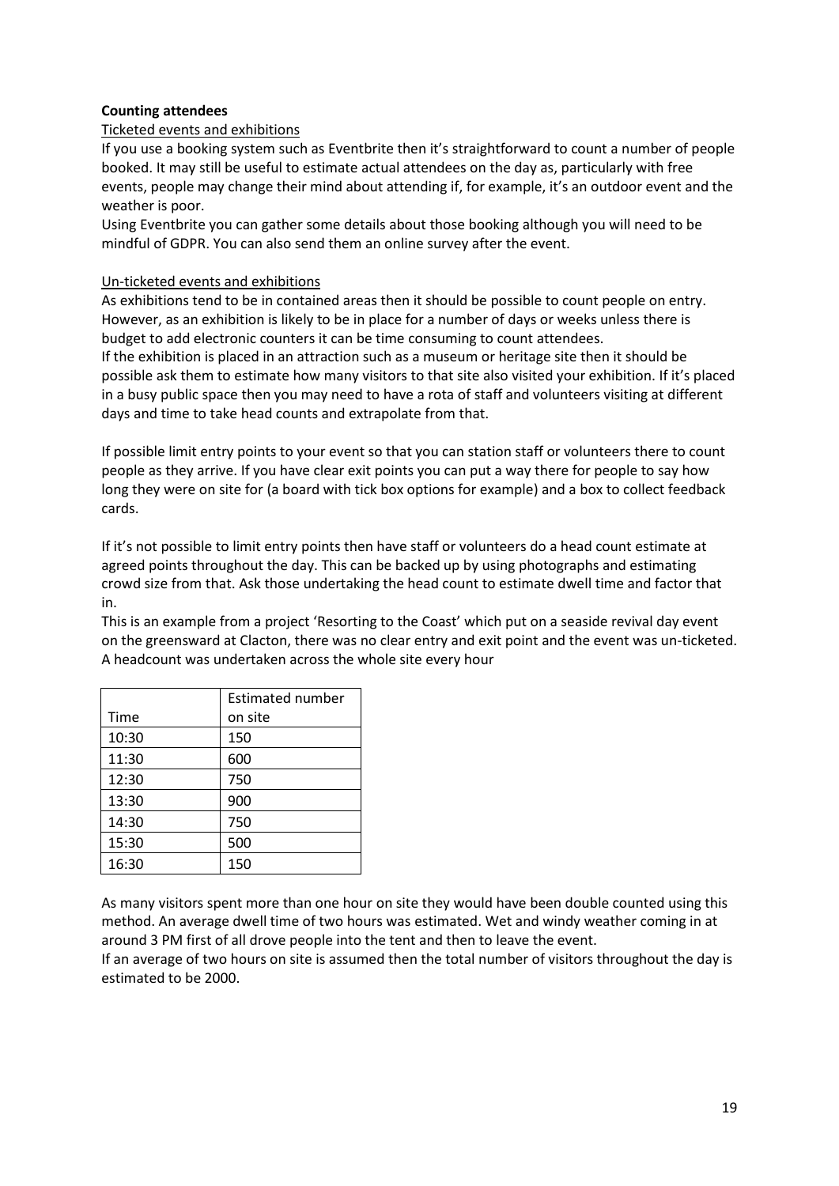**Counting attendees**

Ticketed events and exhibitions

If you use a booking system such as Eventbrite then it's straightforward to count a number of people booked. It may still be useful to estimate actual attendees on the day as, particularly with free events, people may change their mind about attending if, for example, it's an outdoor event and the weather is poor.

Using Eventbrite you can gather some details about those booking although you will need to be mindful of GDPR. You can also send them an online survey after the event.

Un-ticketed events and exhibitions

As exhibitions tend to be in contained areas then it should be possible to count people on entry. However, as an exhibition is likely to be in place for a number of days or weeks unless there is budget to add electronic counters it can be time consuming to count attendees.

If the exhibition is placed in an attraction such as a museum or heritage site then it should be possible ask them to estimate how many visitors to that site also visited your exhibition. If it's placed in a busy public space then you may need to have a rota of staff and volunteers visiting at different days and time to take head counts and extrapolate from that.

If possible limit entry points to your event so that you can station staff or volunteers there to count people as they arrive. If you have clear exit points you can put a way there for people to say how long they were on site for (a board with tick box options for example) and a box to collect feedback cards.

If it's not possible to limit entry points then have staff or volunteers do a head count estimate at agreed points throughout the day. This can be backed up by using photographs and estimating crowd size from that. Ask those undertaking the head count to estimate dwell time and factor that in.

This is an example from a project 'Resorting to the Coast' which put on a seaside revival day event on the greensward at Clacton, there was no clear entry and exit point and the event was un-ticketed. A headcount was undertaken across the whole site every hour

| Time | Estimated number on site |
|---|---|
| 10:30 | 150 |
| 11:30 | 600 |
| 12:30 | 750 |
| 13:30 | 900 |
| 14:30 | 750 |
| 15:30 | 500 |
| 16:30 | 150 |

As many visitors spent more than one hour on site they would have been double counted using this method. An average dwell time of two hours was estimated. Wet and windy weather coming in at around 3 PM first of all drove people into the tent and then to leave the event.

If an average of two hours on site is assumed then the total number of visitors throughout the day is estimated to be 2000.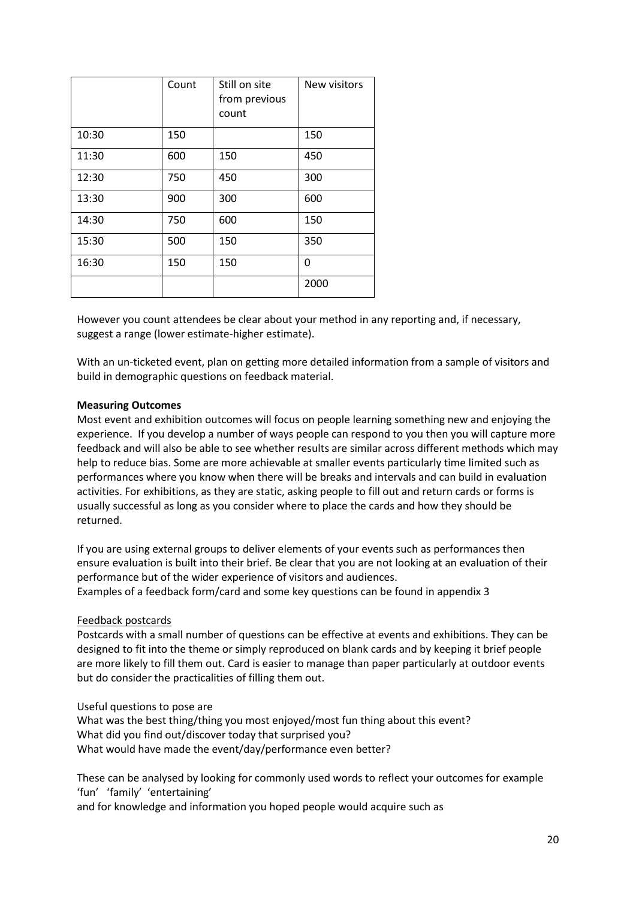| | Count | Still on site from previous count | New visitors |
|---|---|---|---|
| 10:30 | 150 | | 150 |
| 11:30 | 600 | 150 | 450 |
| 12:30 | 750 | 450 | 300 |
| 13:30 | 900 | 300 | 600 |
| 14:30 | 750 | 600 | 150 |
| 15:30 | 500 | 150 | 350 |
| 16:30 | 150 | 150 | 0 |
| | | | 2000 |

However you count attendees be clear about your method in any reporting and, if necessary, suggest a range (lower estimate-higher estimate).

With an un-ticketed event, plan on getting more detailed information from a sample of visitors and build in demographic questions on feedback material.

**Measuring Outcomes**

Most event and exhibition outcomes will focus on people learning something new and enjoying the experience. If you develop a number of ways people can respond to you then you will capture more feedback and will also be able to see whether results are similar across different methods which may help to reduce bias. Some are more achievable at smaller events particularly time limited such as performances where you know when there will be breaks and intervals and can build in evaluation activities. For exhibitions, as they are static, asking people to fill out and return cards or forms is usually successful as long as you consider where to place the cards and how they should be returned.

If you are using external groups to deliver elements of your events such as performances then ensure evaluation is built into their brief. Be clear that you are not looking at an evaluation of their performance but of the wider experience of visitors and audiences.
Examples of a feedback form/card and some key questions can be found in appendix 3

<u>Feedback postcards</u>

Postcards with a small number of questions can be effective at events and exhibitions. They can be designed to fit into the theme or simply reproduced on blank cards and by keeping it brief people are more likely to fill them out. Card is easier to manage than paper particularly at outdoor events but do consider the practicalities of filling them out.

Useful questions to pose are
What was the best thing/thing you most enjoyed/most fun thing about this event?
What did you find out/discover today that surprised you?
What would have made the event/day/performance even better?

These can be analysed by looking for commonly used words to reflect your outcomes for example 'fun' 'family' 'entertaining'
and for knowledge and information you hoped people would acquire such as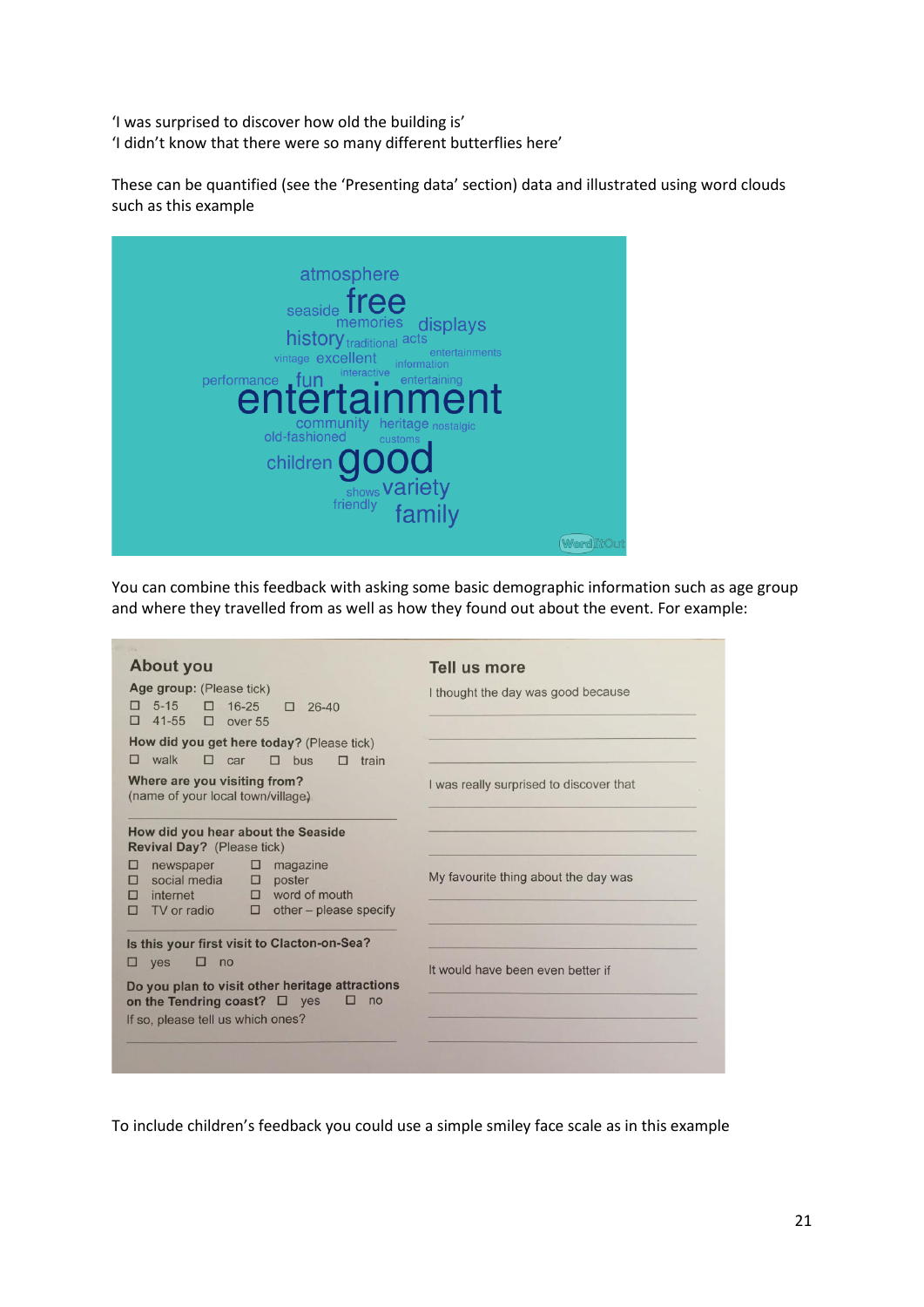'I was surprised to discover how old the building is'
'I didn't know that there were so many different butterflies here'

These can be quantified (see the 'Presenting data' section) data and illustrated using word clouds such as this example

You can combine this feedback with asking some basic demographic information such as age group and where they travelled from as well as how they found out about the event. For example:

**About you**

**Age group:** (Please tick)
☐ 5-15 ☐ 16-25 ☐ 26-40
☐ 41-55 ☐ over 55

**How did you get here today?** (Please tick)
☐ walk ☐ car ☐ bus ☐ train

**Where are you visiting from?**
(name of your local town/village)

**How did you hear about the Seaside Revival Day?** (Please tick)
☐ newspaper ☐ magazine
☐ social media ☐ poster
☐ internet ☐ word of mouth
☐ TV or radio ☐ other – please specify

**Is this your first visit to Clacton-on-Sea?**
☐ yes ☐ no

**Do you plan to visit other heritage attractions on the Tendring coast?** ☐ yes ☐ no
If so, please tell us which ones?

**Tell us more**

I thought the day was good because

I was really surprised to discover that

My favourite thing about the day was

It would have been even better if

To include children's feedback you could use a simple smiley face scale as in this example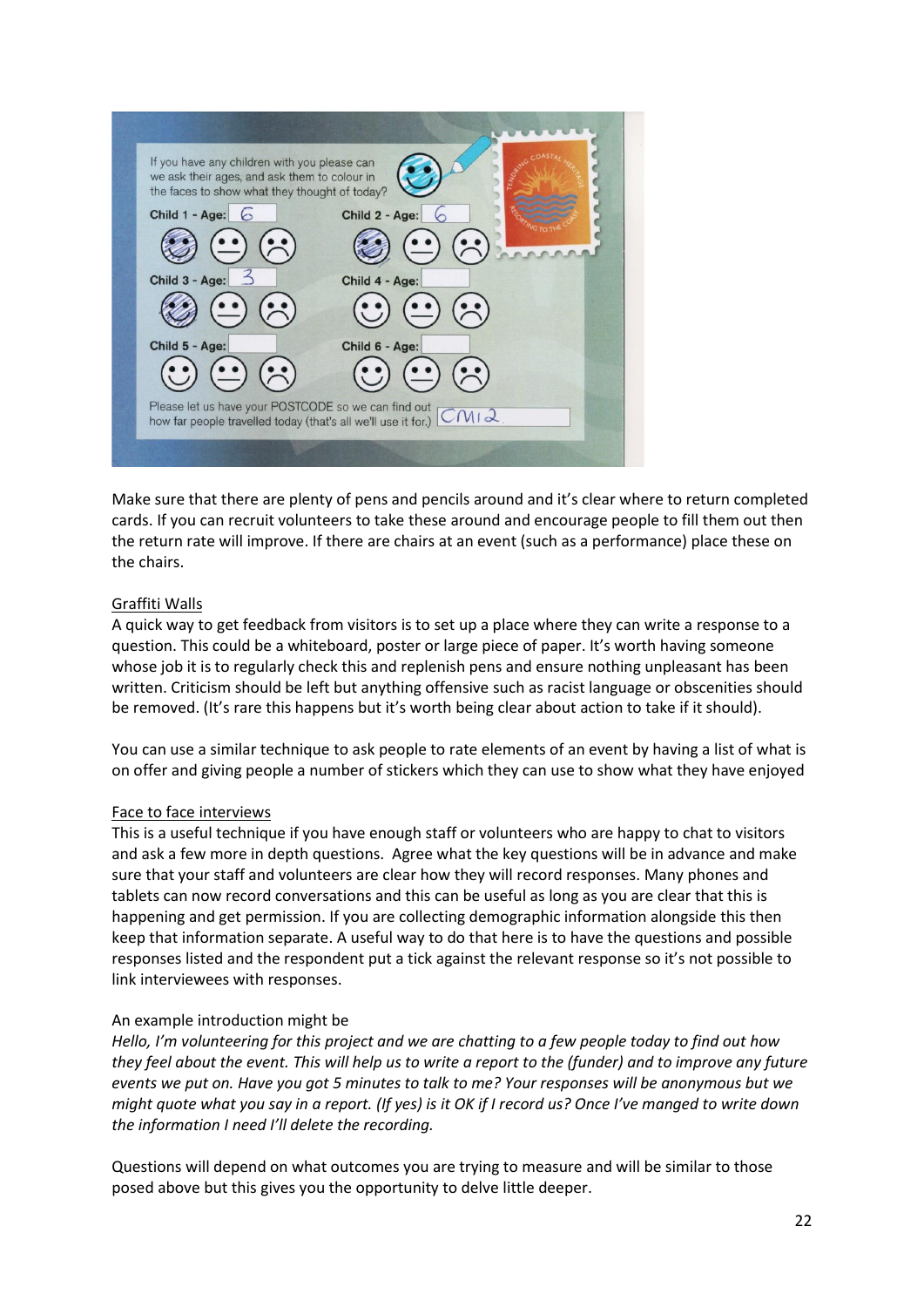If you have any children with you please can we ask their ages, and ask them to colour in the faces to show what they thought of today?

Child 1 - Age: 6 Child 2 - Age: 6

Child 3 - Age: 3 Child 4 - Age:

Child 5 - Age: Child 6 - Age:

Please let us have your POSTCODE so we can find out how far people travelled today (that's all we'll use it for.) CM12

Make sure that there are plenty of pens and pencils around and it's clear where to return completed cards. If you can recruit volunteers to take these around and encourage people to fill them out then the return rate will improve. If there are chairs at an event (such as a performance) place these on the chairs.

Graffiti Walls

A quick way to get feedback from visitors is to set up a place where they can write a response to a question. This could be a whiteboard, poster or large piece of paper. It's worth having someone whose job it is to regularly check this and replenish pens and ensure nothing unpleasant has been written. Criticism should be left but anything offensive such as racist language or obscenities should be removed. (It's rare this happens but it's worth being clear about action to take if it should).

You can use a similar technique to ask people to rate elements of an event by having a list of what is on offer and giving people a number of stickers which they can use to show what they have enjoyed

Face to face interviews

This is a useful technique if you have enough staff or volunteers who are happy to chat to visitors and ask a few more in depth questions. Agree what the key questions will be in advance and make sure that your staff and volunteers are clear how they will record responses. Many phones and tablets can now record conversations and this can be useful as long as you are clear that this is happening and get permission. If you are collecting demographic information alongside this then keep that information separate. A useful way to do that here is to have the questions and possible responses listed and the respondent put a tick against the relevant response so it's not possible to link interviewees with responses.

An example introduction might be

*Hello, I'm volunteering for this project and we are chatting to a few people today to find out how they feel about the event. This will help us to write a report to the (funder) and to improve any future events we put on. Have you got 5 minutes to talk to me? Your responses will be anonymous but we might quote what you say in a report. (If yes) is it OK if I record us? Once I've manged to write down the information I need I'll delete the recording.*

Questions will depend on what outcomes you are trying to measure and will be similar to those posed above but this gives you the opportunity to delve little deeper.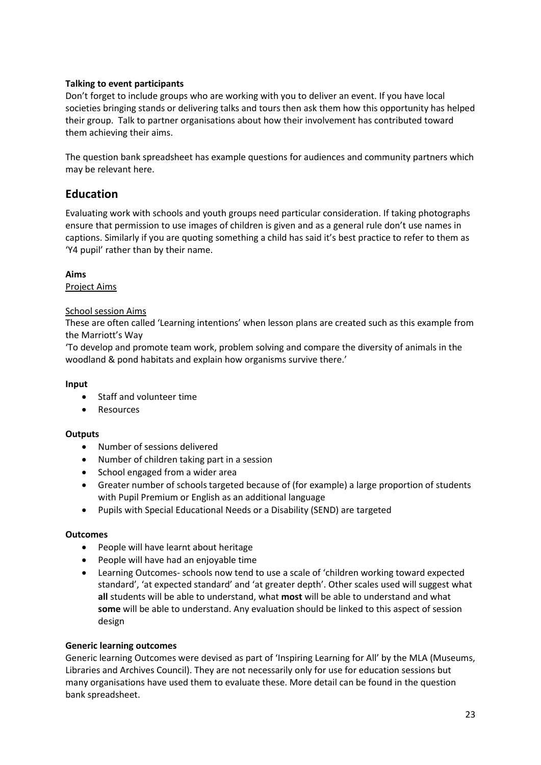**Talking to event participants**

Don't forget to include groups who are working with you to deliver an event. If you have local societies bringing stands or delivering talks and tours then ask them how this opportunity has helped their group. Talk to partner organisations about how their involvement has contributed toward them achieving their aims.

The question bank spreadsheet has example questions for audiences and community partners which may be relevant here.

## Education

Evaluating work with schools and youth groups need particular consideration. If taking photographs ensure that permission to use images of children is given and as a general rule don't use names in captions. Similarly if you are quoting something a child has said it's best practice to refer to them as 'Y4 pupil' rather than by their name.

**Aims**

Project Aims

School session Aims

These are often called 'Learning intentions' when lesson plans are created such as this example from the Marriott's Way

'To develop and promote team work, problem solving and compare the diversity of animals in the woodland & pond habitats and explain how organisms survive there.'

**Input**

- Staff and volunteer time
- Resources

**Outputs**

- Number of sessions delivered
- Number of children taking part in a session
- School engaged from a wider area
- Greater number of schools targeted because of (for example) a large proportion of students with Pupil Premium or English as an additional language
- Pupils with Special Educational Needs or a Disability (SEND) are targeted

**Outcomes**

- People will have learnt about heritage
- People will have had an enjoyable time
- Learning Outcomes- schools now tend to use a scale of 'children working toward expected standard', 'at expected standard' and 'at greater depth'. Other scales used will suggest what **all** students will be able to understand, what **most** will be able to understand and what **some** will be able to understand. Any evaluation should be linked to this aspect of session design

**Generic learning outcomes**

Generic learning Outcomes were devised as part of 'Inspiring Learning for All' by the MLA (Museums, Libraries and Archives Council). They are not necessarily only for use for education sessions but many organisations have used them to evaluate these. More detail can be found in the question bank spreadsheet.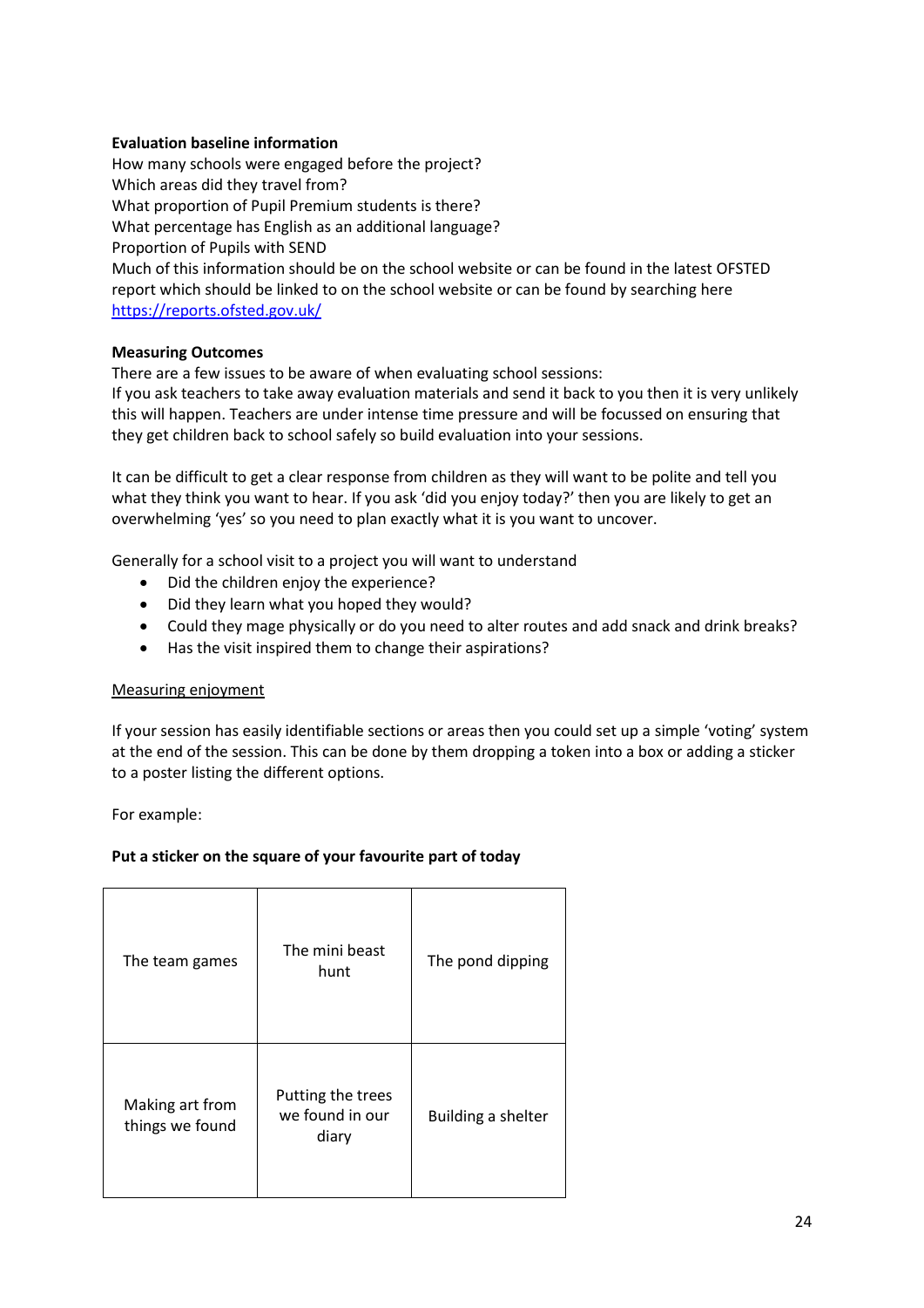**Evaluation baseline information**

How many schools were engaged before the project?
Which areas did they travel from?
What proportion of Pupil Premium students is there?
What percentage has English as an additional language?
Proportion of Pupils with SEND
Much of this information should be on the school website or can be found in the latest OFSTED report which should be linked to on the school website or can be found by searching here [https://reports.ofsted.gov.uk/](https://reports.ofsted.gov.uk/)

**Measuring Outcomes**

There are a few issues to be aware of when evaluating school sessions:
If you ask teachers to take away evaluation materials and send it back to you then it is very unlikely this will happen. Teachers are under intense time pressure and will be focussed on ensuring that they get children back to school safely so build evaluation into your sessions.

It can be difficult to get a clear response from children as they will want to be polite and tell you what they think you want to hear. If you ask 'did you enjoy today?' then you are likely to get an overwhelming 'yes' so you need to plan exactly what it is you want to uncover.

Generally for a school visit to a project you will want to understand

- Did the children enjoy the experience?
- Did they learn what you hoped they would?
- Could they mage physically or do you need to alter routes and add snack and drink breaks?
- Has the visit inspired them to change their aspirations?

<u>Measuring enjoyment</u>

If your session has easily identifiable sections or areas then you could set up a simple 'voting' system at the end of the session. This can be done by them dropping a token into a box or adding a sticker to a poster listing the different options.

For example:

**Put a sticker on the square of your favourite part of today**

| The team games | The mini beast hunt | The pond dipping |
|---|---|---|
| Making art from things we found | Putting the trees we found in our diary | Building a shelter |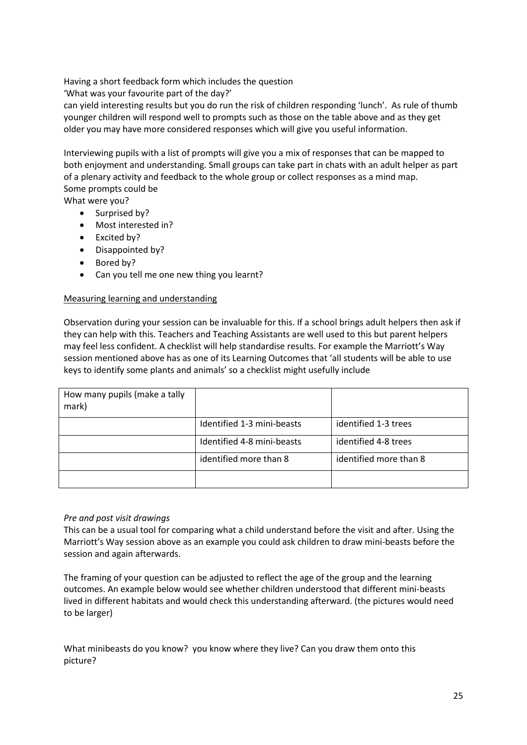Having a short feedback form which includes the question

'What was your favourite part of the day?'

can yield interesting results but you do run the risk of children responding 'lunch'. As rule of thumb younger children will respond well to prompts such as those on the table above and as they get older you may have more considered responses which will give you useful information.

Interviewing pupils with a list of prompts will give you a mix of responses that can be mapped to both enjoyment and understanding. Small groups can take part in chats with an adult helper as part of a plenary activity and feedback to the whole group or collect responses as a mind map.

Some prompts could be

What were you?

- Surprised by?
- Most interested in?
- Excited by?
- Disappointed by?
- Bored by?
- Can you tell me one new thing you learnt?

<u>Measuring learning and understanding</u>

Observation during your session can be invaluable for this. If a school brings adult helpers then ask if they can help with this. Teachers and Teaching Assistants are well used to this but parent helpers may feel less confident. A checklist will help standardise results. For example the Marriott's Way session mentioned above has as one of its Learning Outcomes that 'all students will be able to use keys to identify some plants and animals' so a checklist might usefully include

| How many pupils (make a tally mark) | | |
|---|---|---|
| | Identified 1-3 mini-beasts | identified 1-3 trees |
| | Identified 4-8 mini-beasts | identified 4-8 trees |
| | identified more than 8 | identified more than 8 |
| | | |

*Pre and post visit drawings*

This can be a usual tool for comparing what a child understand before the visit and after. Using the Marriott's Way session above as an example you could ask children to draw mini-beasts before the session and again afterwards.

The framing of your question can be adjusted to reflect the age of the group and the learning outcomes. An example below would see whether children understood that different mini-beasts lived in different habitats and would check this understanding afterward. (the pictures would need to be larger)

What minibeasts do you know? you know where they live? Can you draw them onto this picture?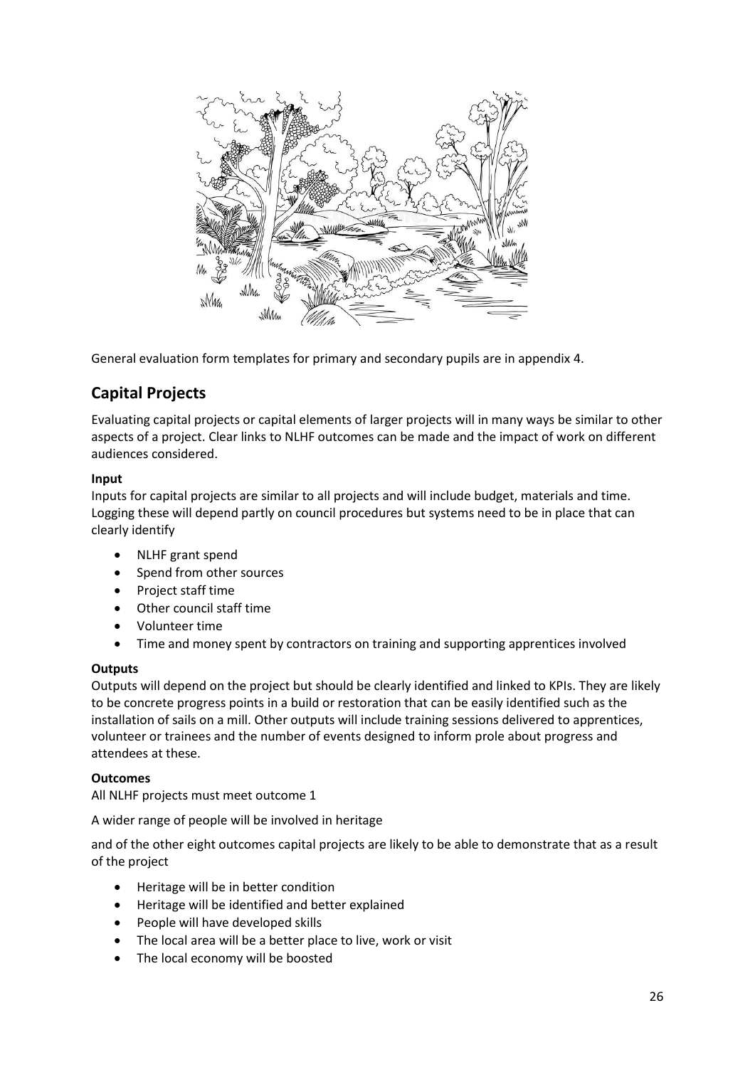General evaluation form templates for primary and secondary pupils are in appendix 4.

## Capital Projects

Evaluating capital projects or capital elements of larger projects will in many ways be similar to other aspects of a project. Clear links to NLHF outcomes can be made and the impact of work on different audiences considered.

**Input**

Inputs for capital projects are similar to all projects and will include budget, materials and time. Logging these will depend partly on council procedures but systems need to be in place that can clearly identify

- NLHF grant spend
- Spend from other sources
- Project staff time
- Other council staff time
- Volunteer time
- Time and money spent by contractors on training and supporting apprentices involved

**Outputs**

Outputs will depend on the project but should be clearly identified and linked to KPIs. They are likely to be concrete progress points in a build or restoration that can be easily identified such as the installation of sails on a mill. Other outputs will include training sessions delivered to apprentices, volunteer or trainees and the number of events designed to inform prole about progress and attendees at these.

**Outcomes**

All NLHF projects must meet outcome 1

A wider range of people will be involved in heritage

and of the other eight outcomes capital projects are likely to be able to demonstrate that as a result of the project

- Heritage will be in better condition
- Heritage will be identified and better explained
- People will have developed skills
- The local area will be a better place to live, work or visit
- The local economy will be boosted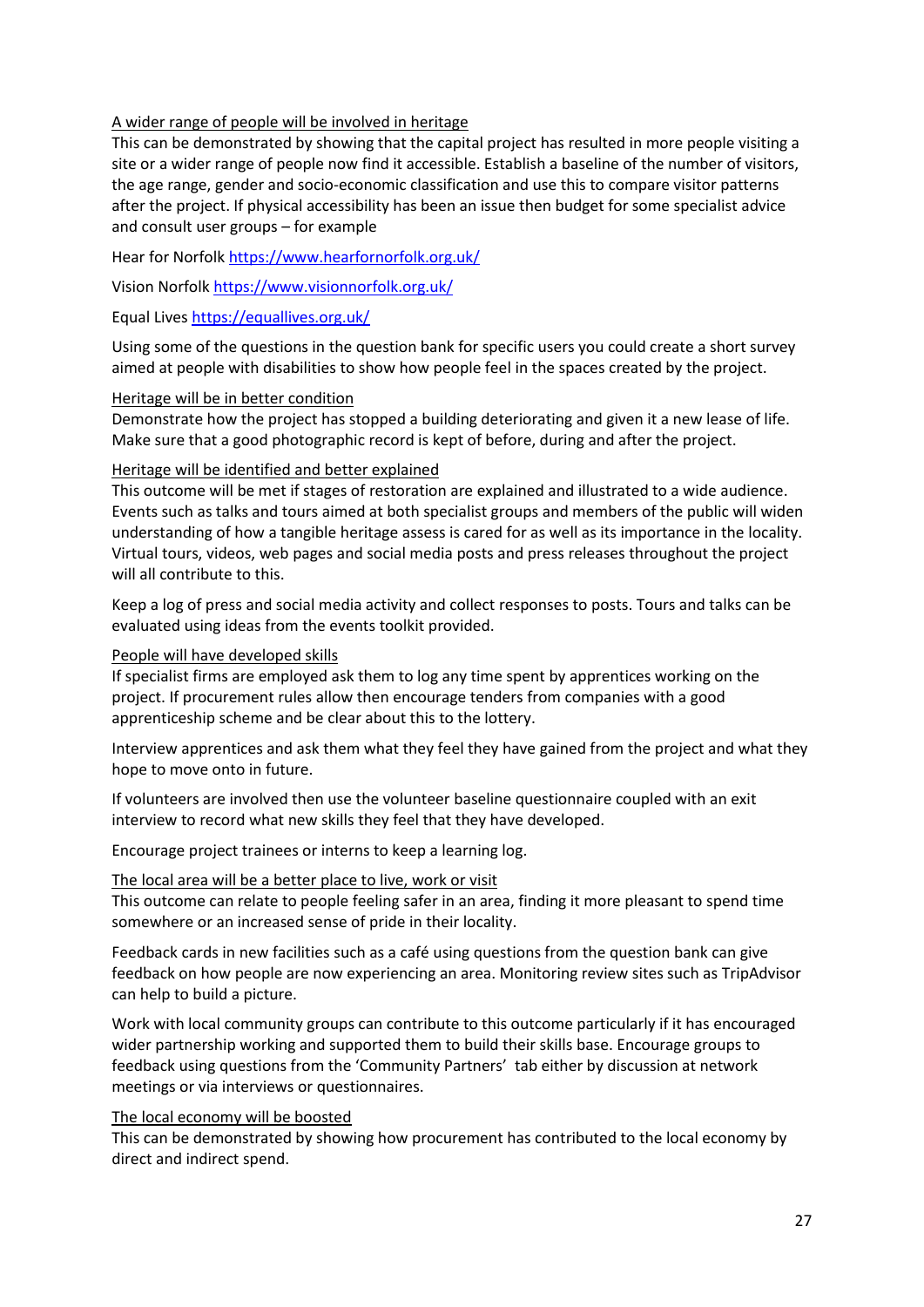<u>A wider range of people will be involved in heritage</u>
This can be demonstrated by showing that the capital project has resulted in more people visiting a site or a wider range of people now find it accessible. Establish a baseline of the number of visitors, the age range, gender and socio-economic classification and use this to compare visitor patterns after the project. If physical accessibility has been an issue then budget for some specialist advice and consult user groups – for example

Hear for Norfolk https://www.hearfornorfolk.org.uk/

Vision Norfolk https://www.visionnorfolk.org.uk/

Equal Lives https://equallives.org.uk/

Using some of the questions in the question bank for specific users you could create a short survey aimed at people with disabilities to show how people feel in the spaces created by the project.

<u>Heritage will be in better condition</u>
Demonstrate how the project has stopped a building deteriorating and given it a new lease of life. Make sure that a good photographic record is kept of before, during and after the project.

<u>Heritage will be identified and better explained</u>
This outcome will be met if stages of restoration are explained and illustrated to a wide audience. Events such as talks and tours aimed at both specialist groups and members of the public will widen understanding of how a tangible heritage assess is cared for as well as its importance in the locality. Virtual tours, videos, web pages and social media posts and press releases throughout the project will all contribute to this.

Keep a log of press and social media activity and collect responses to posts. Tours and talks can be evaluated using ideas from the events toolkit provided.

<u>People will have developed skills</u>
If specialist firms are employed ask them to log any time spent by apprentices working on the project. If procurement rules allow then encourage tenders from companies with a good apprenticeship scheme and be clear about this to the lottery.

Interview apprentices and ask them what they feel they have gained from the project and what they hope to move onto in future.

If volunteers are involved then use the volunteer baseline questionnaire coupled with an exit interview to record what new skills they feel that they have developed.

Encourage project trainees or interns to keep a learning log.

<u>The local area will be a better place to live, work or visit</u>
This outcome can relate to people feeling safer in an area, finding it more pleasant to spend time somewhere or an increased sense of pride in their locality.

Feedback cards in new facilities such as a café using questions from the question bank can give feedback on how people are now experiencing an area. Monitoring review sites such as TripAdvisor can help to build a picture.

Work with local community groups can contribute to this outcome particularly if it has encouraged wider partnership working and supported them to build their skills base. Encourage groups to feedback using questions from the 'Community Partners' tab either by discussion at network meetings or via interviews or questionnaires.

<u>The local economy will be boosted</u>
This can be demonstrated by showing how procurement has contributed to the local economy by direct and indirect spend.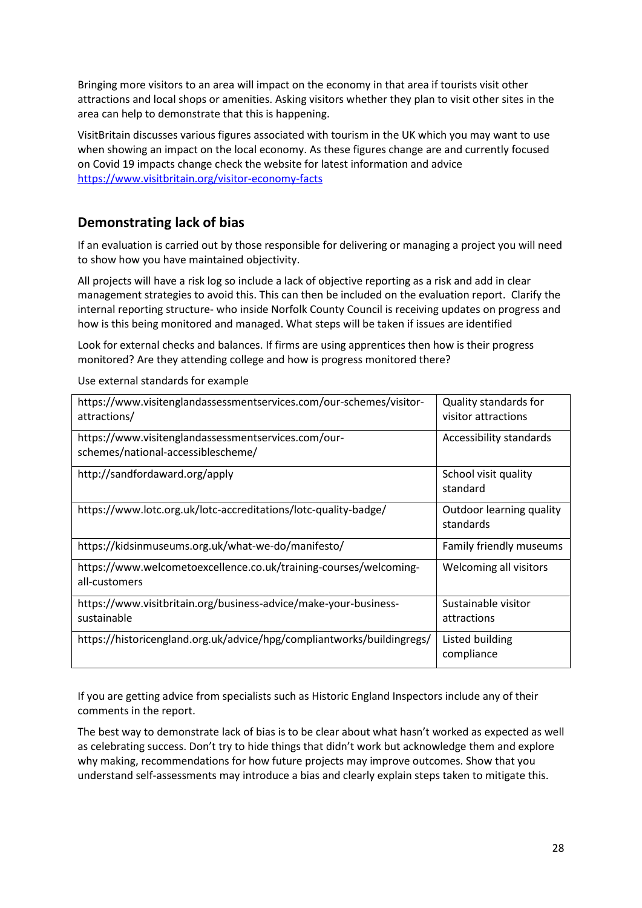Bringing more visitors to an area will impact on the economy in that area if tourists visit other attractions and local shops or amenities. Asking visitors whether they plan to visit other sites in the area can help to demonstrate that this is happening.

VisitBritain discusses various figures associated with tourism in the UK which you may want to use when showing an impact on the local economy. As these figures change are and currently focused on Covid 19 impacts change check the website for latest information and advice [https://www.visitbritain.org/visitor-economy-facts](https://www.visitbritain.org/visitor-economy-facts)

## Demonstrating lack of bias

If an evaluation is carried out by those responsible for delivering or managing a project you will need to show how you have maintained objectivity.

All projects will have a risk log so include a lack of objective reporting as a risk and add in clear management strategies to avoid this. This can then be included on the evaluation report. Clarify the internal reporting structure- who inside Norfolk County Council is receiving updates on progress and how is this being monitored and managed. What steps will be taken if issues are identified

Look for external checks and balances. If firms are using apprentices then how is their progress monitored? Are they attending college and how is progress monitored there?

Use external standards for example

| | |
|---|---|
| https://www.visitenglandassessmentservices.com/our-schemes/visitor-attractions/ | Quality standards for visitor attractions |
| https://www.visitenglandassessmentservices.com/our-schemes/national-accessiblescheme/ | Accessibility standards |
| http://sandfordaward.org/apply | School visit quality standard |
| https://www.lotc.org.uk/lotc-accreditations/lotc-quality-badge/ | Outdoor learning quality standards |
| https://kidsinmuseums.org.uk/what-we-do/manifesto/ | Family friendly museums |
| https://www.welcometoexcellence.co.uk/training-courses/welcoming-all-customers | Welcoming all visitors |
| https://www.visitbritain.org/business-advice/make-your-business-sustainable | Sustainable visitor attractions |
| https://historicengland.org.uk/advice/hpg/compliantworks/buildingregs/ | Listed building compliance |

If you are getting advice from specialists such as Historic England Inspectors include any of their comments in the report.

The best way to demonstrate lack of bias is to be clear about what hasn't worked as expected as well as celebrating success. Don't try to hide things that didn't work but acknowledge them and explore why making, recommendations for how future projects may improve outcomes. Show that you understand self-assessments may introduce a bias and clearly explain steps taken to mitigate this.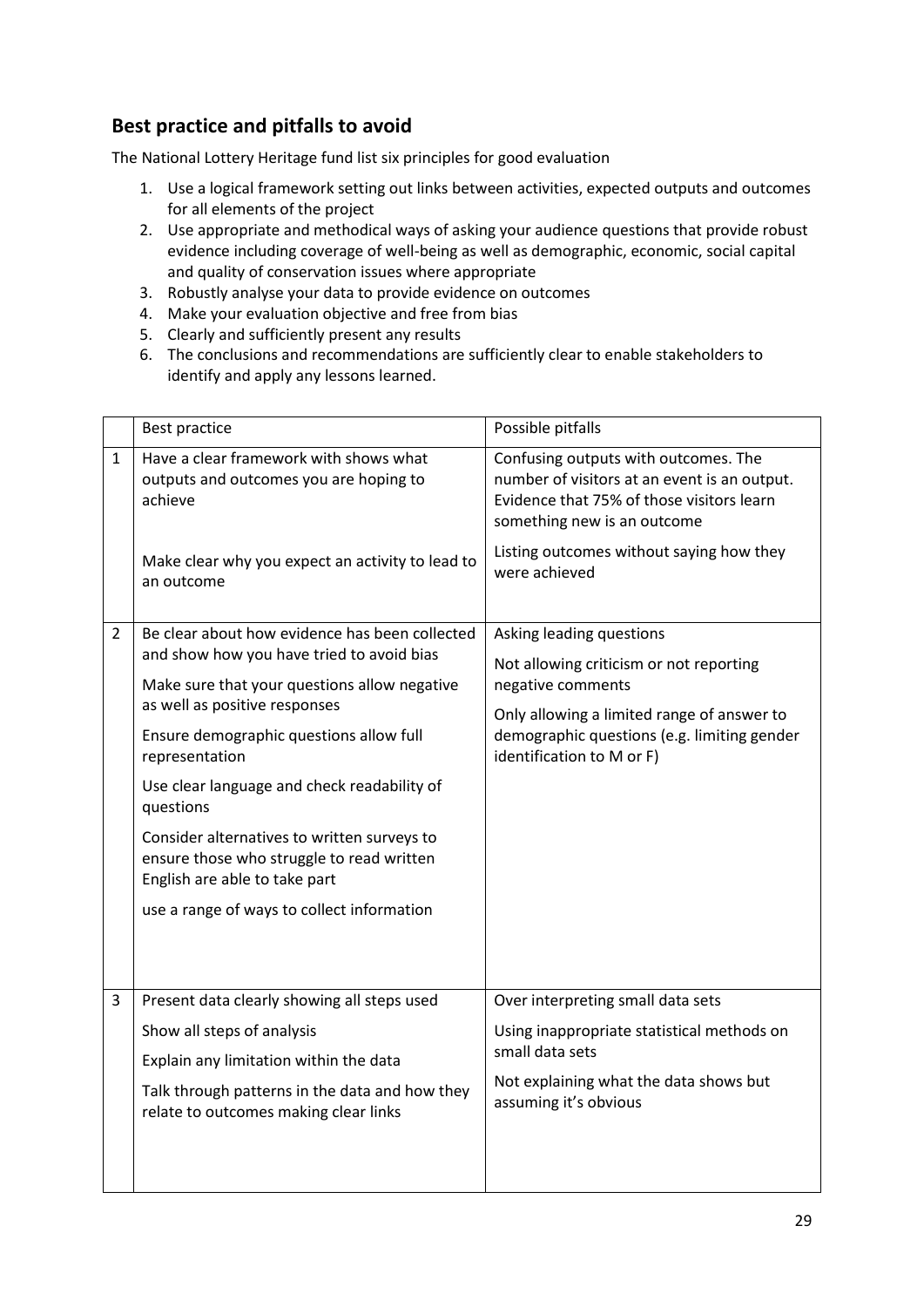## Best practice and pitfalls to avoid

The National Lottery Heritage fund list six principles for good evaluation

1. Use a logical framework setting out links between activities, expected outputs and outcomes for all elements of the project
2. Use appropriate and methodical ways of asking your audience questions that provide robust evidence including coverage of well-being as well as demographic, economic, social capital and quality of conservation issues where appropriate
3. Robustly analyse your data to provide evidence on outcomes
4. Make your evaluation objective and free from bias
5. Clearly and sufficiently present any results
6. The conclusions and recommendations are sufficiently clear to enable stakeholders to identify and apply any lessons learned.

| | Best practice | Possible pitfalls |
|---|---|---|
| 1 | Have a clear framework with shows what outputs and outcomes you are hoping to achieve<br><br>Make clear why you expect an activity to lead to an outcome | Confusing outputs with outcomes. The number of visitors at an event is an output. Evidence that 75% of those visitors learn something new is an outcome<br><br>Listing outcomes without saying how they were achieved |
| 2 | Be clear about how evidence has been collected and show how you have tried to avoid bias<br><br>Make sure that your questions allow negative as well as positive responses<br><br>Ensure demographic questions allow full representation<br><br>Use clear language and check readability of questions<br><br>Consider alternatives to written surveys to ensure those who struggle to read written English are able to take part<br><br>use a range of ways to collect information | Asking leading questions<br><br>Not allowing criticism or not reporting negative comments<br><br>Only allowing a limited range of answer to demographic questions (e.g. limiting gender identification to M or F) |
| 3 | Present data clearly showing all steps used<br><br>Show all steps of analysis<br><br>Explain any limitation within the data<br><br>Talk through patterns in the data and how they relate to outcomes making clear links | Over interpreting small data sets<br><br>Using inappropriate statistical methods on small data sets<br><br>Not explaining what the data shows but assuming it's obvious |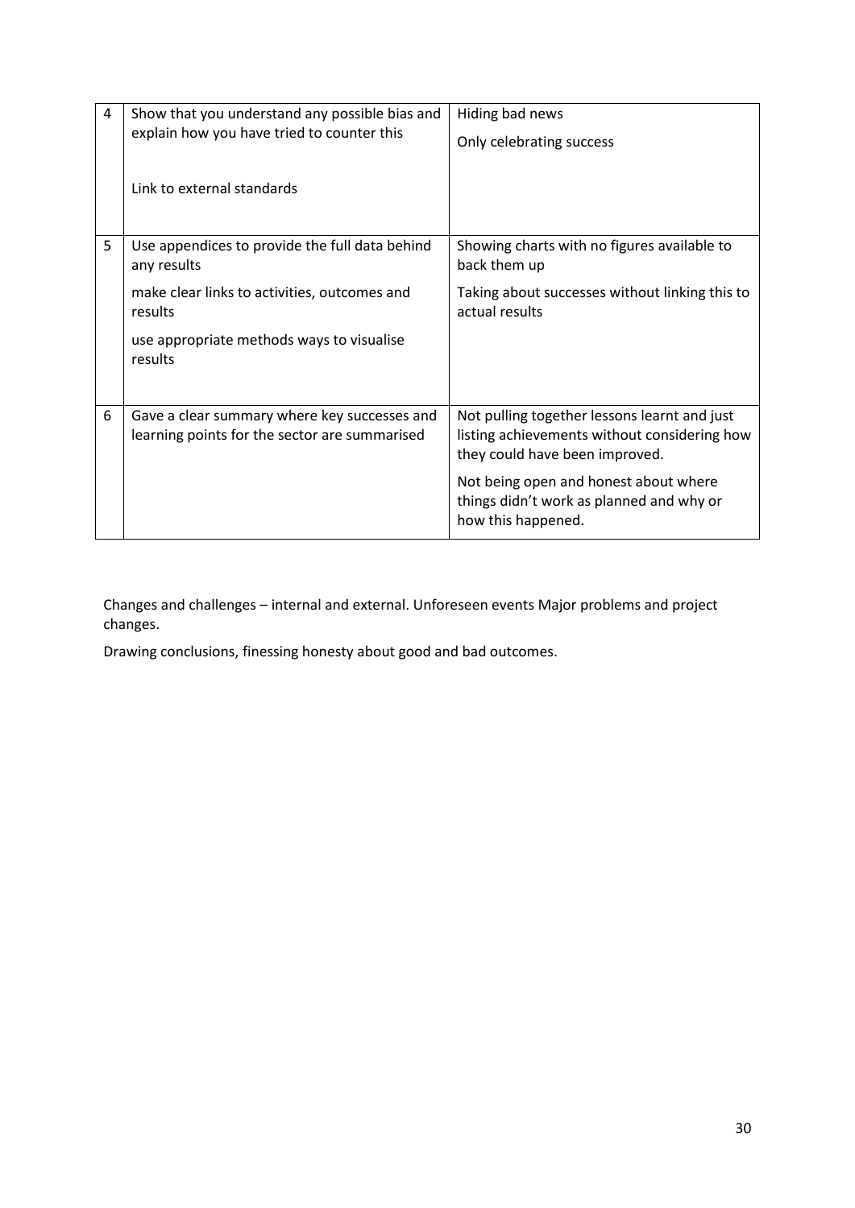| | | |
|---|---|---|
| 4 | Show that you understand any possible bias and explain how you have tried to counter this<br><br>Link to external standards | Hiding bad news<br><br>Only celebrating success |
| 5 | Use appendices to provide the full data behind any results<br><br>make clear links to activities, outcomes and results<br><br>use appropriate methods ways to visualise results | Showing charts with no figures available to back them up<br><br>Taking about successes without linking this to actual results |
| 6 | Gave a clear summary where key successes and learning points for the sector are summarised | Not pulling together lessons learnt and just listing achievements without considering how they could have been improved.<br><br>Not being open and honest about where things didn't work as planned and why or how this happened. |

Changes and challenges – internal and external. Unforeseen events Major problems and project changes.

Drawing conclusions, finessing honesty about good and bad outcomes.